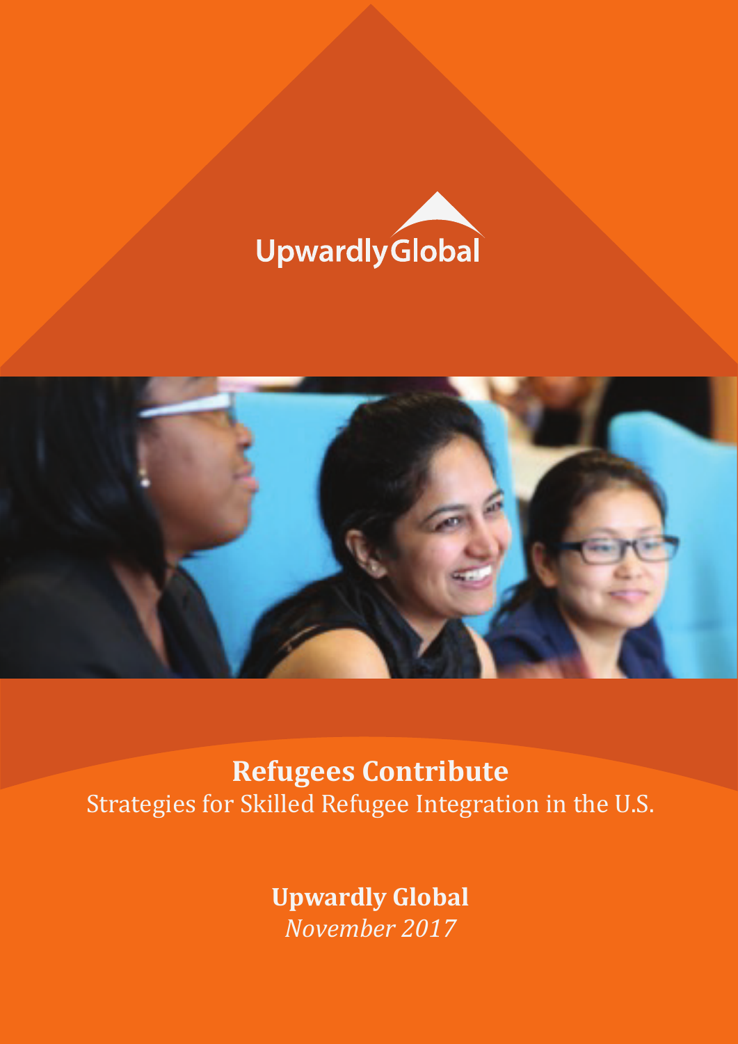UpwardlyGlobal

# Refees Contribute

UpwardlyGlobal

# Refugees Contribute

Strategies for Skilled Refugee Integration in the U.S.

**Upwardly Global**

*November 2017*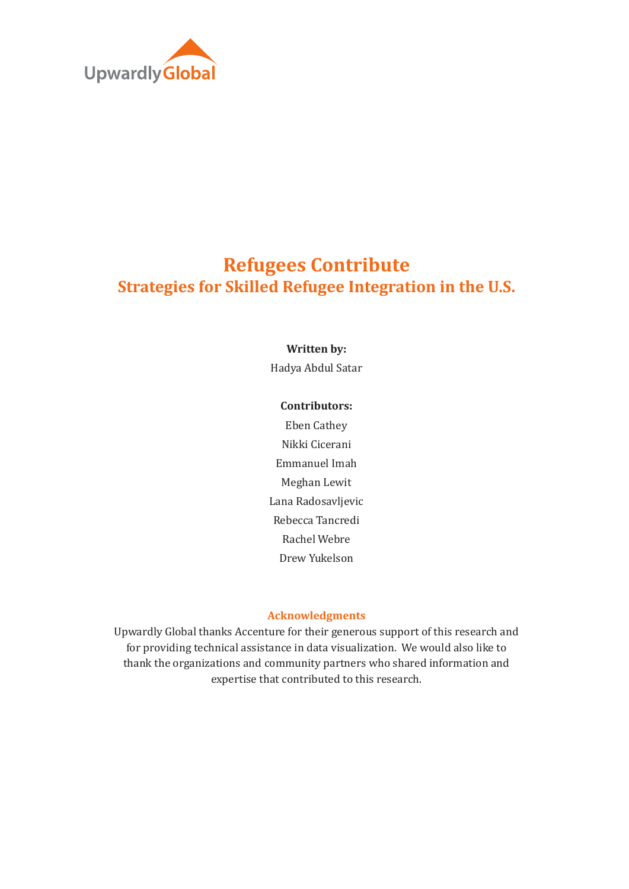UpwardlyGlobal

# Refugees Contribute

## Strategies for Skilled Refugee Integration in the U.S.

**Written by:**

Hadya Abdul Satar

**Contributors:**

Eben Cathey

Nikki Cicerani

Emmanuel Imah

Meghan Lewit

Lana Radosavljevic

Rebecca Tancredi

Rachel Webre

Drew Yukelson

### Acknowledgments

Upwardly Global thanks Accenture for their generous support of this research and for providing technical assistance in data visualization. We would also like to thank the organizations and community partners who shared information and expertise that contributed to this research.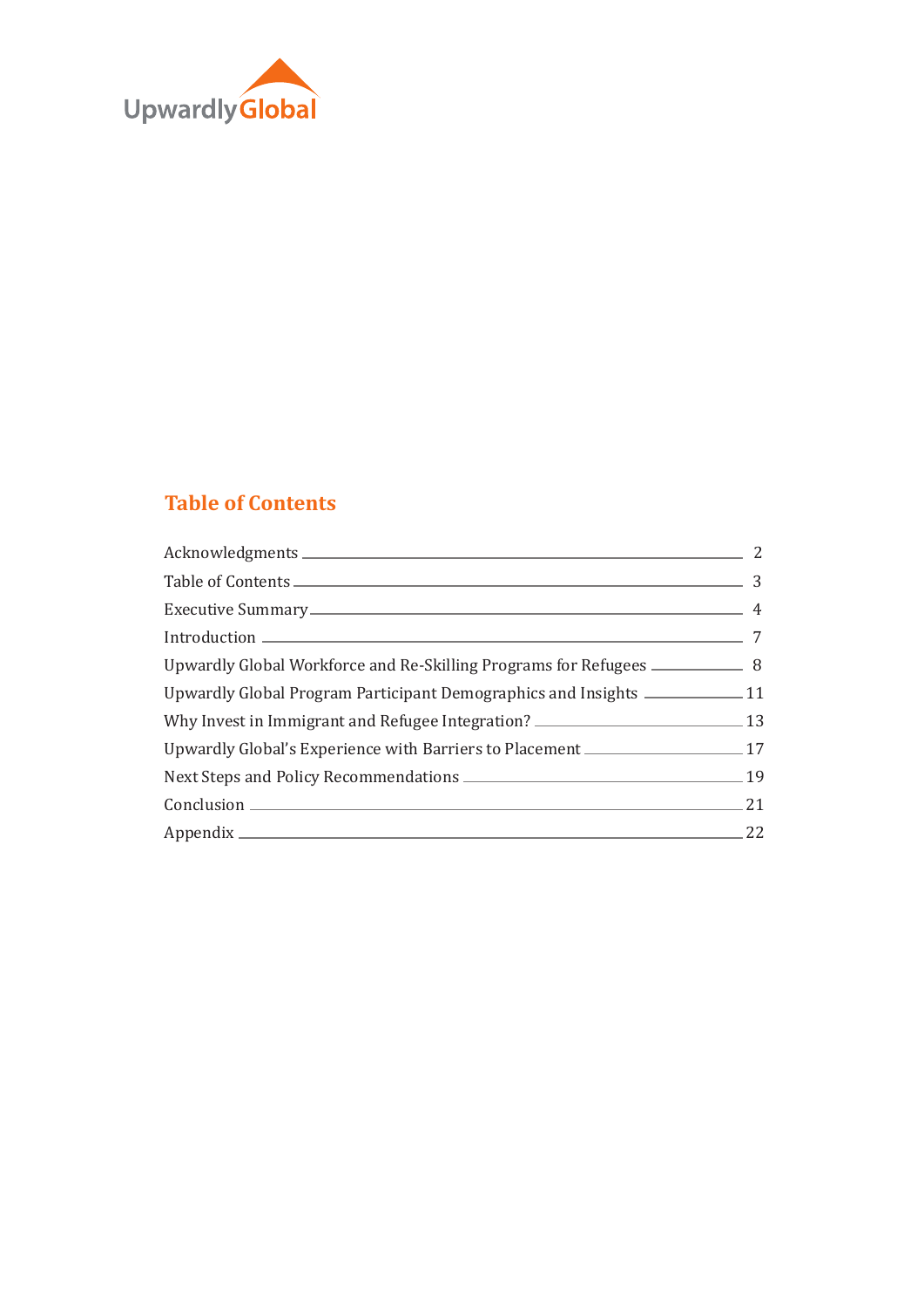## Table of Contents

| | |
|---|---|
| Acknowledgments | 2 |
| Table of Contents | 3 |
| Executive Summary | 4 |
| Introduction | 7 |
| Upwardly Global Workforce and Re-Skilling Programs for Refugees | 8 |
| Upwardly Global Program Participant Demographics and Insights | 11 |
| Why Invest in Immigrant and Refugee Integration? | 13 |
| Upwardly Global's Experience with Barriers to Placement | 17 |
| Next Steps and Policy Recommendations | 19 |
| Conclusion | 21 |
| Appendix | 22 |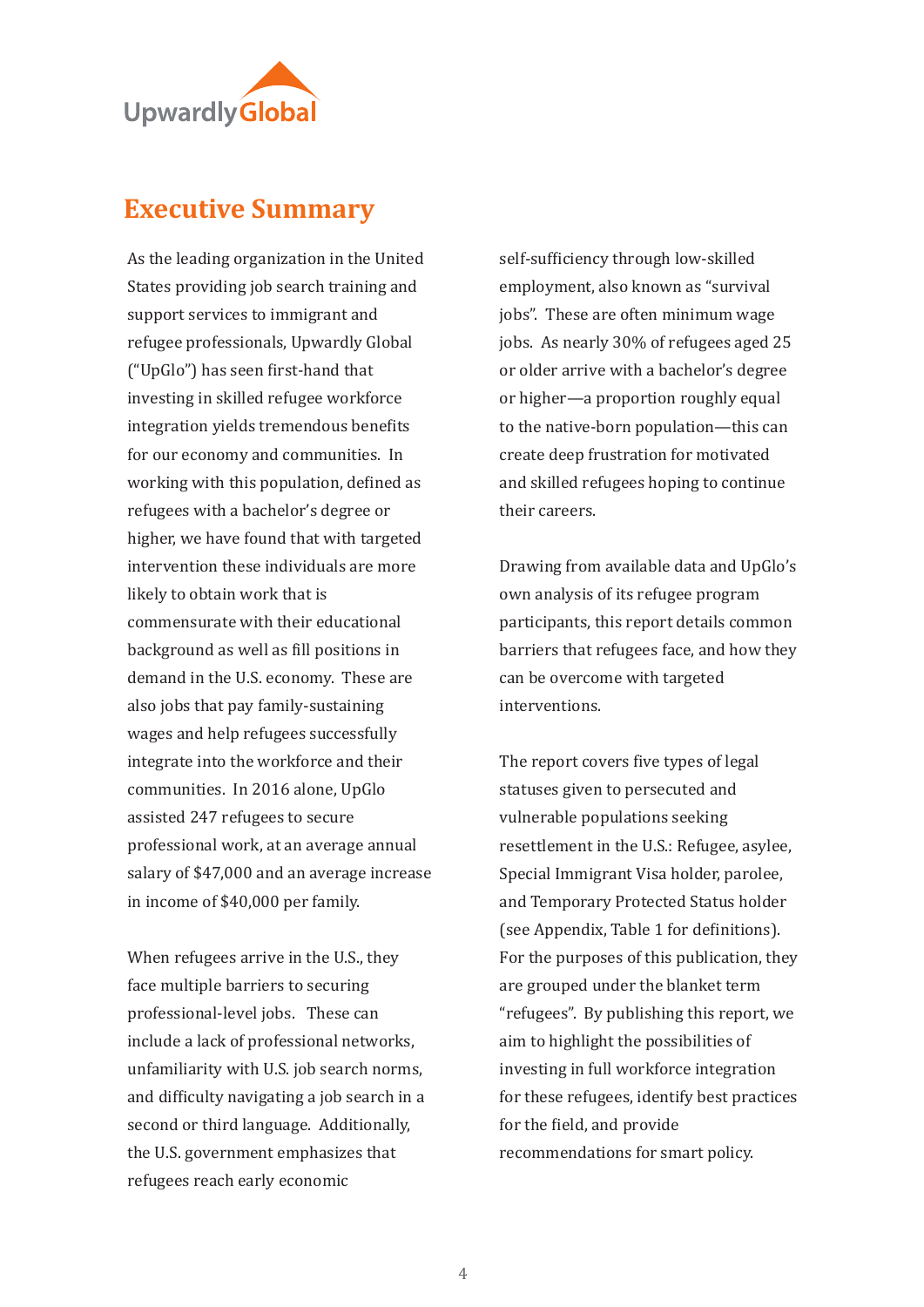## Executive Summary

As the leading organization in the United States providing job search training and support services to immigrant and refugee professionals, Upwardly Global ("UpGlo") has seen first-hand that investing in skilled refugee workforce integration yields tremendous benefits for our economy and communities. In working with this population, defined as refugees with a bachelor's degree or higher, we have found that with targeted intervention these individuals are more likely to obtain work that is commensurate with their educational background as well as fill positions in demand in the U.S. economy. These are also jobs that pay family-sustaining wages and help refugees successfully integrate into the workforce and their communities. In 2016 alone, UpGlo assisted 247 refugees to secure professional work, at an average annual salary of $47,000 and an average increase in income of $40,000 per family.

When refugees arrive in the U.S., they face multiple barriers to securing professional-level jobs. These can include a lack of professional networks, unfamiliarity with U.S. job search norms, and difficulty navigating a job search in a second or third language. Additionally, the U.S. government emphasizes that refugees reach early economic self-sufficiency through low-skilled employment, also known as "survival jobs". These are often minimum wage jobs. As nearly 30% of refugees aged 25 or older arrive with a bachelor's degree or higher—a proportion roughly equal to the native-born population—this can create deep frustration for motivated and skilled refugees hoping to continue their careers.

Drawing from available data and UpGlo's own analysis of its refugee program participants, this report details common barriers that refugees face, and how they can be overcome with targeted interventions.

The report covers five types of legal statuses given to persecuted and vulnerable populations seeking resettlement in the U.S.: Refugee, asylee, Special Immigrant Visa holder, parolee, and Temporary Protected Status holder (see Appendix, Table 1 for definitions). For the purposes of this publication, they are grouped under the blanket term "refugees". By publishing this report, we aim to highlight the possibilities of investing in full workforce integration for these refugees, identify best practices for the field, and provide recommendations for smart policy.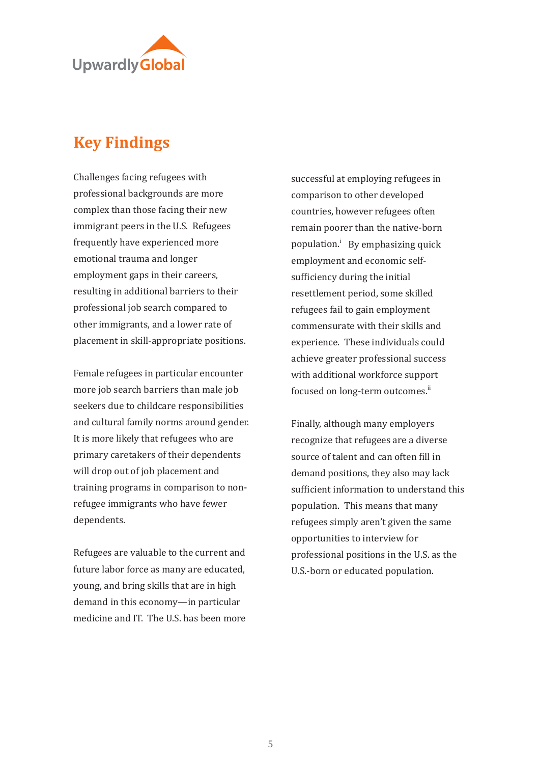## Key Findings

Challenges facing refugees with professional backgrounds are more complex than those facing their new immigrant peers in the U.S. Refugees frequently have experienced more emotional trauma and longer employment gaps in their careers, resulting in additional barriers to their professional job search compared to other immigrants, and a lower rate of placement in skill-appropriate positions.

Female refugees in particular encounter more job search barriers than male job seekers due to childcare responsibilities and cultural family norms around gender. It is more likely that refugees who are primary caretakers of their dependents will drop out of job placement and training programs in comparison to non-refugee immigrants who have fewer dependents.

Refugees are valuable to the current and future labor force as many are educated, young, and bring skills that are in high demand in this economy—in particular medicine and IT. The U.S. has been more successful at employing refugees in comparison to other developed countries, however refugees often remain poorer than the native-born population.[i] By emphasizing quick employment and economic self-sufficiency during the initial resettlement period, some skilled refugees fail to gain employment commensurate with their skills and experience. These individuals could achieve greater professional success with additional workforce support focused on long-term outcomes.[ii]

Finally, although many employers recognize that refugees are a diverse source of talent and can often fill in demand positions, they also may lack sufficient information to understand this population. This means that many refugees simply aren't given the same opportunities to interview for professional positions in the U.S. as the U.S.-born or educated population.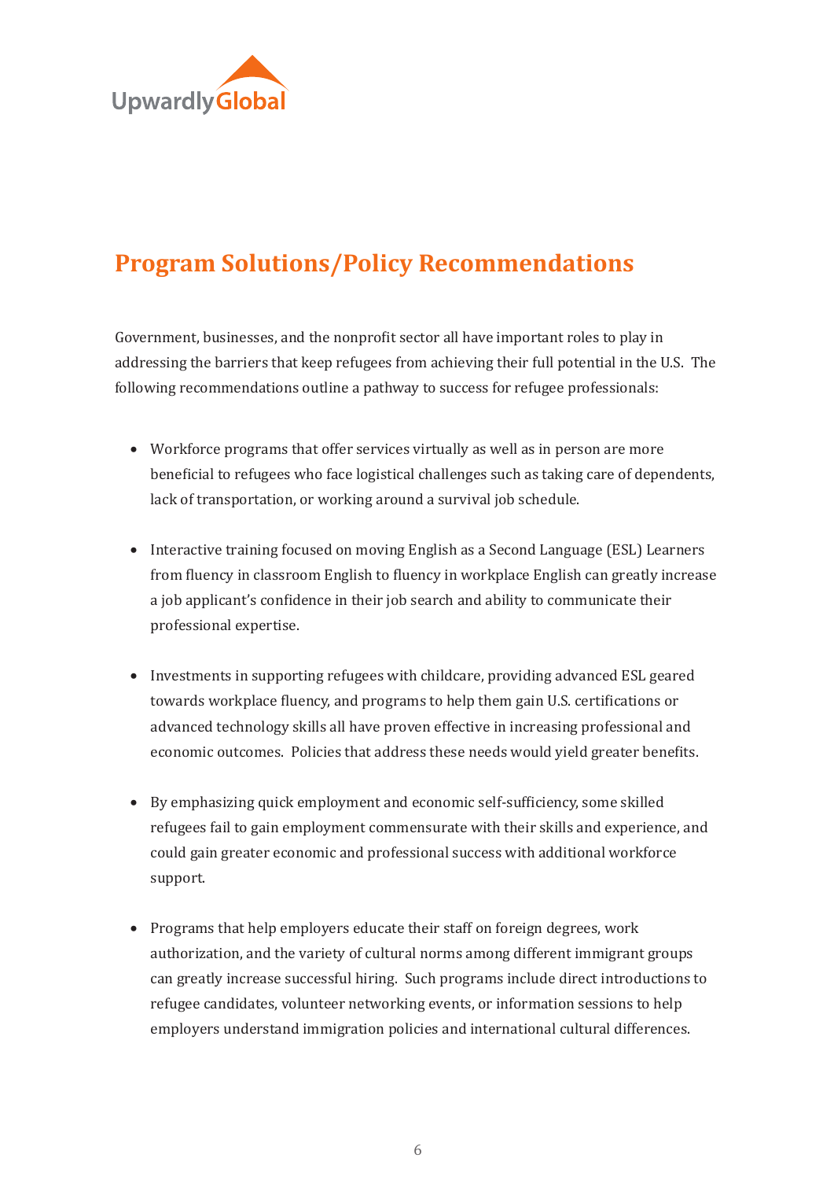## Program Solutions/Policy Recommendations

Government, businesses, and the nonprofit sector all have important roles to play in addressing the barriers that keep refugees from achieving their full potential in the U.S. The following recommendations outline a pathway to success for refugee professionals:

- Workforce programs that offer services virtually as well as in person are more beneficial to refugees who face logistical challenges such as taking care of dependents, lack of transportation, or working around a survival job schedule.

- Interactive training focused on moving English as a Second Language (ESL) Learners from fluency in classroom English to fluency in workplace English can greatly increase a job applicant's confidence in their job search and ability to communicate their professional expertise.

- Investments in supporting refugees with childcare, providing advanced ESL geared towards workplace fluency, and programs to help them gain U.S. certifications or advanced technology skills all have proven effective in increasing professional and economic outcomes. Policies that address these needs would yield greater benefits.

- By emphasizing quick employment and economic self-sufficiency, some skilled refugees fail to gain employment commensurate with their skills and experience, and could gain greater economic and professional success with additional workforce support.

- Programs that help employers educate their staff on foreign degrees, work authorization, and the variety of cultural norms among different immigrant groups can greatly increase successful hiring. Such programs include direct introductions to refugee candidates, volunteer networking events, or information sessions to help employers understand immigration policies and international cultural differences.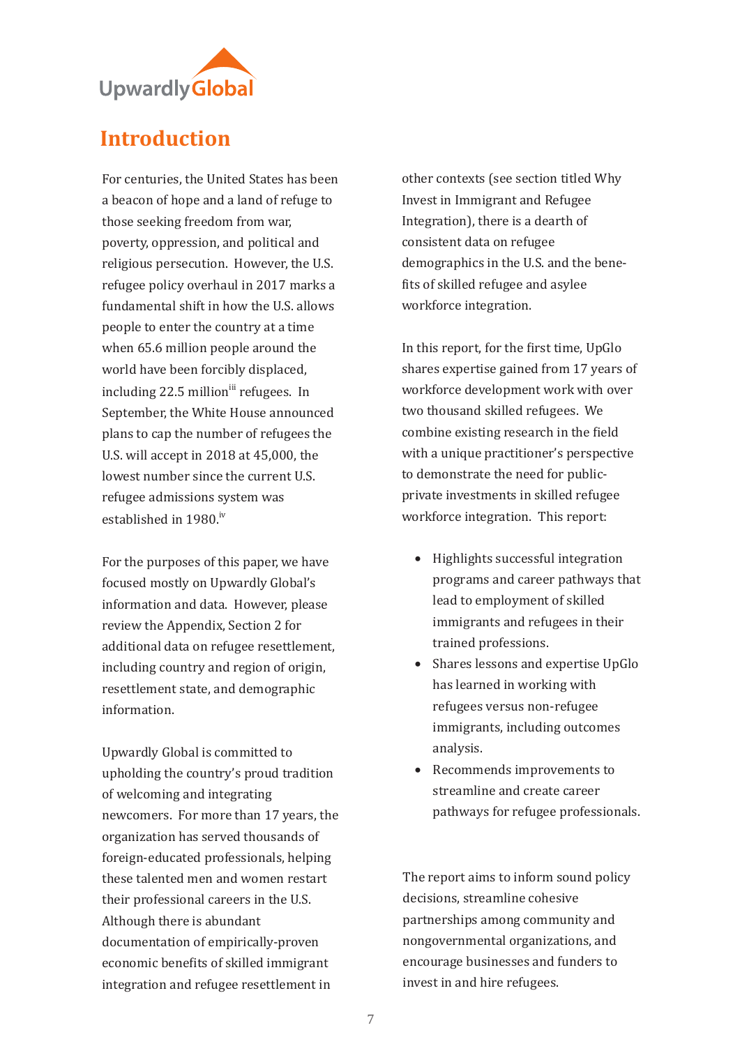# Introduction

For centuries, the United States has been a beacon of hope and a land of refuge to those seeking freedom from war, poverty, oppression, and political and religious persecution. However, the U.S. refugee policy overhaul in 2017 marks a fundamental shift in how the U.S. allows people to enter the country at a time when 65.6 million people around the world have been forcibly displaced, including 22.5 million[iii] refugees. In September, the White House announced plans to cap the number of refugees the U.S. will accept in 2018 at 45,000, the lowest number since the current U.S. refugee admissions system was established in 1980.[iv]

For the purposes of this paper, we have focused mostly on Upwardly Global's information and data. However, please review the Appendix, Section 2 for additional data on refugee resettlement, including country and region of origin, resettlement state, and demographic information.

Upwardly Global is committed to upholding the country's proud tradition of welcoming and integrating newcomers. For more than 17 years, the organization has served thousands of foreign-educated professionals, helping these talented men and women restart their professional careers in the U.S. Although there is abundant documentation of empirically-proven economic benefits of skilled immigrant integration and refugee resettlement in other contexts (see section titled Why Invest in Immigrant and Refugee Integration), there is a dearth of consistent data on refugee demographics in the U.S. and the benefits of skilled refugee and asylee workforce integration.

In this report, for the first time, UpGlo shares expertise gained from 17 years of workforce development work with over two thousand skilled refugees. We combine existing research in the field with a unique practitioner's perspective to demonstrate the need for public-private investments in skilled refugee workforce integration. This report:

- Highlights successful integration programs and career pathways that lead to employment of skilled immigrants and refugees in their trained professions.
- Shares lessons and expertise UpGlo has learned in working with refugees versus non-refugee immigrants, including outcomes analysis.
- Recommends improvements to streamline and create career pathways for refugee professionals.

The report aims to inform sound policy decisions, streamline cohesive partnerships among community and nongovernmental organizations, and encourage businesses and funders to invest in and hire refugees.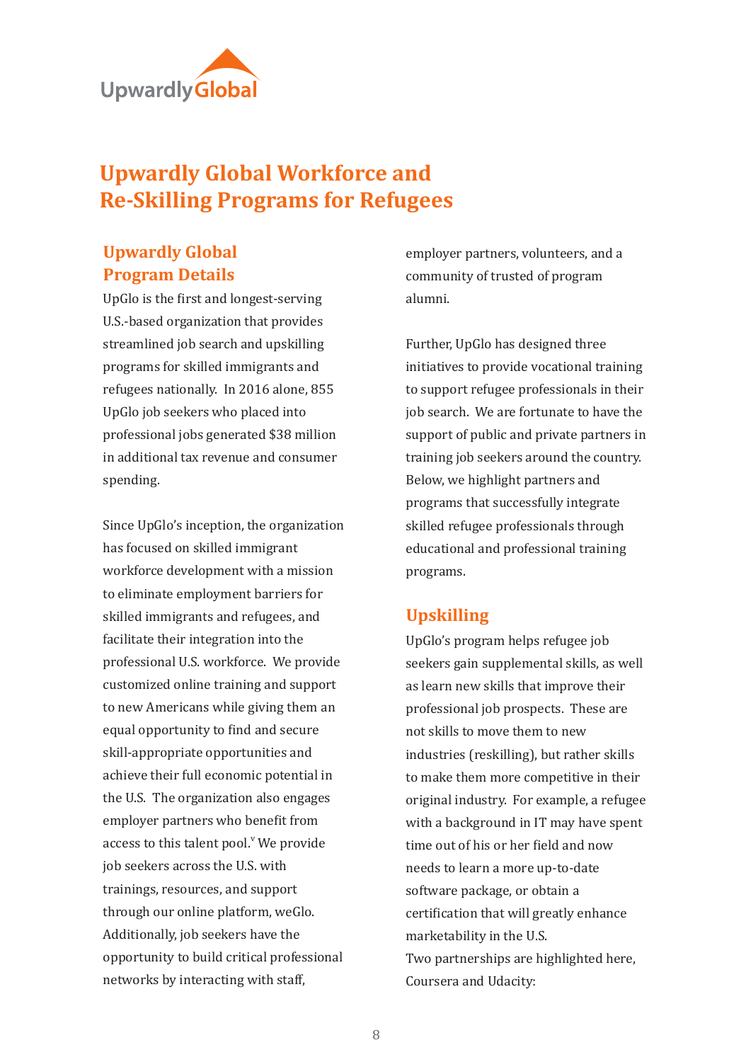# Upwardly Global Workforce and Re-Skilling Programs for Refugees

## Upwardly Global Program Details

UpGlo is the first and longest-serving U.S.-based organization that provides streamlined job search and upskilling programs for skilled immigrants and refugees nationally. In 2016 alone, 855 UpGlo job seekers who placed into professional jobs generated $38 million in additional tax revenue and consumer spending.

Since UpGlo's inception, the organization has focused on skilled immigrant workforce development with a mission to eliminate employment barriers for skilled immigrants and refugees, and facilitate their integration into the professional U.S. workforce. We provide customized online training and support to new Americans while giving them an equal opportunity to find and secure skill-appropriate opportunities and achieve their full economic potential in the U.S. The organization also engages employer partners who benefit from access to this talent pool.[v] We provide job seekers across the U.S. with trainings, resources, and support through our online platform, weGlo. Additionally, job seekers have the opportunity to build critical professional networks by interacting with staff, employer partners, volunteers, and a community of trusted of program alumni.

Further, UpGlo has designed three initiatives to provide vocational training to support refugee professionals in their job search. We are fortunate to have the support of public and private partners in training job seekers around the country. Below, we highlight partners and programs that successfully integrate skilled refugee professionals through educational and professional training programs.

## Upskilling

UpGlo's program helps refugee job seekers gain supplemental skills, as well as learn new skills that improve their professional job prospects. These are not skills to move them to new industries (reskilling), but rather skills to make them more competitive in their original industry. For example, a refugee with a background in IT may have spent time out of his or her field and now needs to learn a more up-to-date software package, or obtain a certification that will greatly enhance marketability in the U.S.
Two partnerships are highlighted here, Coursera and Udacity: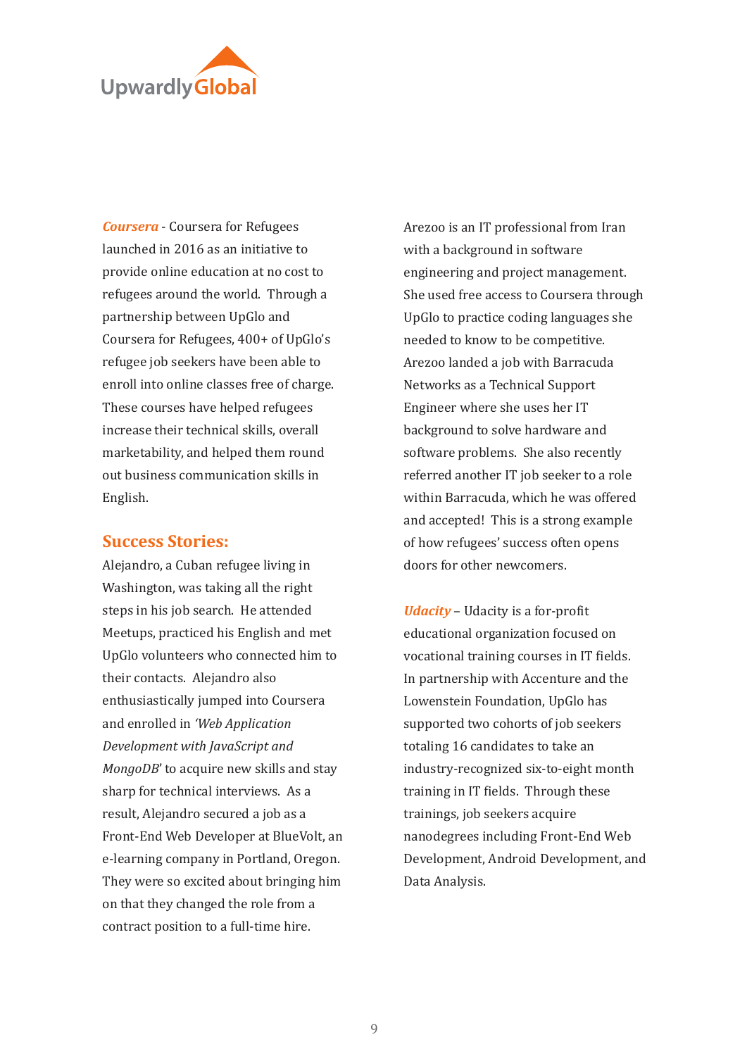***Coursera*** - Coursera for Refugees launched in 2016 as an initiative to provide online education at no cost to refugees around the world. Through a partnership between UpGlo and Coursera for Refugees, 400+ of UpGlo's refugee job seekers have been able to enroll into online classes free of charge. These courses have helped refugees increase their technical skills, overall marketability, and helped them round out business communication skills in English.

## Success Stories:

Alejandro, a Cuban refugee living in Washington, was taking all the right steps in his job search. He attended Meetups, practiced his English and met UpGlo volunteers who connected him to their contacts. Alejandro also enthusiastically jumped into Coursera and enrolled in *'Web Application Development with JavaScript and MongoDB*' to acquire new skills and stay sharp for technical interviews. As a result, Alejandro secured a job as a Front-End Web Developer at BlueVolt, an e-learning company in Portland, Oregon. They were so excited about bringing him on that they changed the role from a contract position to a full-time hire.

Arezoo is an IT professional from Iran with a background in software engineering and project management. She used free access to Coursera through UpGlo to practice coding languages she needed to know to be competitive. Arezoo landed a job with Barracuda Networks as a Technical Support Engineer where she uses her IT background to solve hardware and software problems. She also recently referred another IT job seeker to a role within Barracuda, which he was offered and accepted! This is a strong example of how refugees' success often opens doors for other newcomers.

***Udacity*** – Udacity is a for-profit educational organization focused on vocational training courses in IT fields. In partnership with Accenture and the Lowenstein Foundation, UpGlo has supported two cohorts of job seekers totaling 16 candidates to take an industry-recognized six-to-eight month training in IT fields. Through these trainings, job seekers acquire nanodegrees including Front-End Web Development, Android Development, and Data Analysis.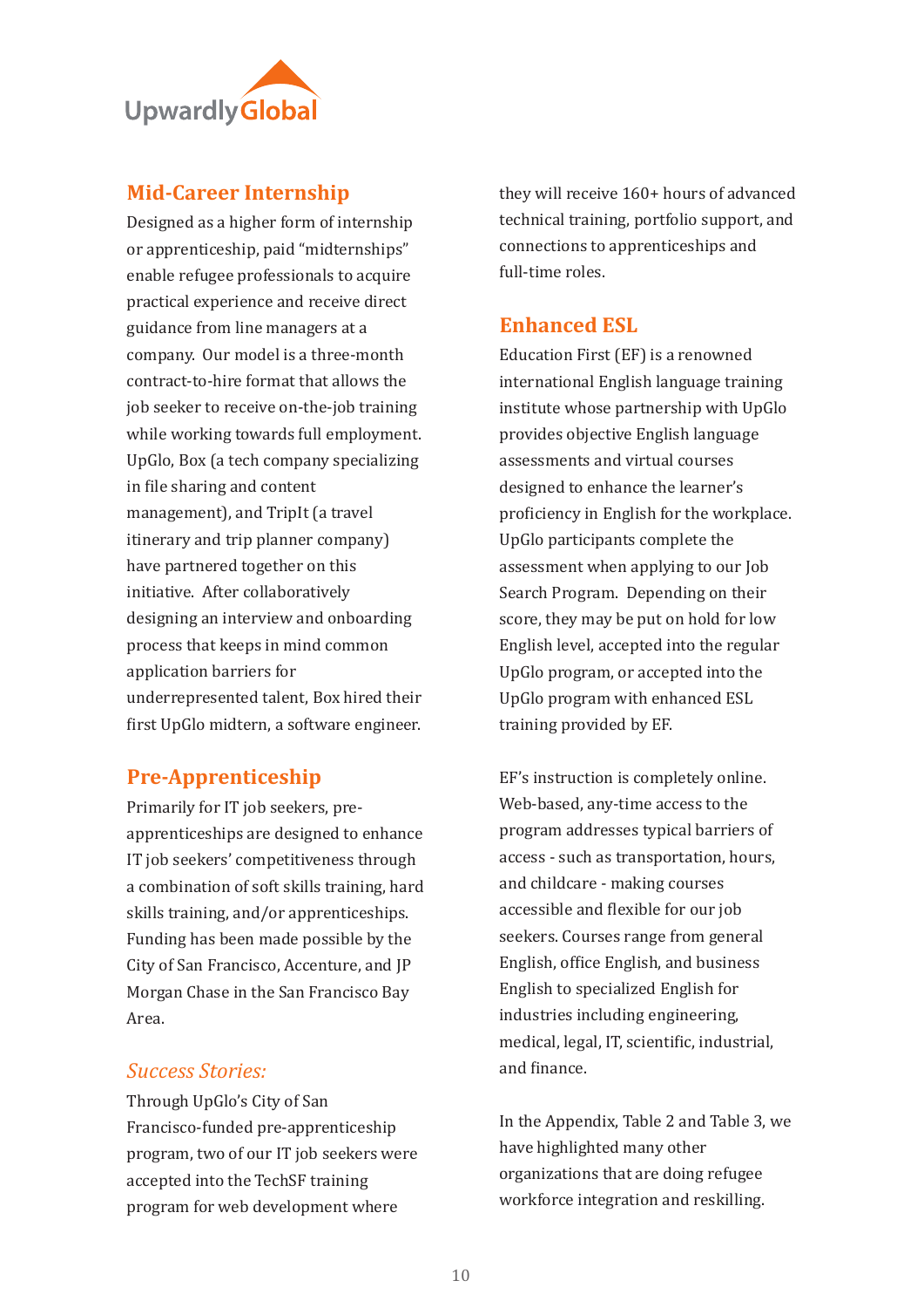## Mid-Career Internship

Designed as a higher form of internship or apprenticeship, paid "midternships" enable refugee professionals to acquire practical experience and receive direct guidance from line managers at a company. Our model is a three-month contract-to-hire format that allows the job seeker to receive on-the-job training while working towards full employment. UpGlo, Box (a tech company specializing in file sharing and content management), and TripIt (a travel itinerary and trip planner company) have partnered together on this initiative. After collaboratively designing an interview and onboarding process that keeps in mind common application barriers for underrepresented talent, Box hired their first UpGlo midtern, a software engineer.

## Pre-Apprenticeship

Primarily for IT job seekers, pre-apprenticeships are designed to enhance IT job seekers' competitiveness through a combination of soft skills training, hard skills training, and/or apprenticeships. Funding has been made possible by the City of San Francisco, Accenture, and JP Morgan Chase in the San Francisco Bay Area.

### *Success Stories:*

Through UpGlo's City of San Francisco-funded pre-apprenticeship program, two of our IT job seekers were accepted into the TechSF training program for web development where they will receive 160+ hours of advanced technical training, portfolio support, and connections to apprenticeships and full-time roles.

## Enhanced ESL

Education First (EF) is a renowned international English language training institute whose partnership with UpGlo provides objective English language assessments and virtual courses designed to enhance the learner's proficiency in English for the workplace. UpGlo participants complete the assessment when applying to our Job Search Program. Depending on their score, they may be put on hold for low English level, accepted into the regular UpGlo program, or accepted into the UpGlo program with enhanced ESL training provided by EF.

EF's instruction is completely online. Web-based, any-time access to the program addresses typical barriers of access - such as transportation, hours, and childcare - making courses accessible and flexible for our job seekers. Courses range from general English, office English, and business English to specialized English for industries including engineering, medical, legal, IT, scientific, industrial, and finance.

In the Appendix, Table 2 and Table 3, we have highlighted many other organizations that are doing refugee workforce integration and reskilling.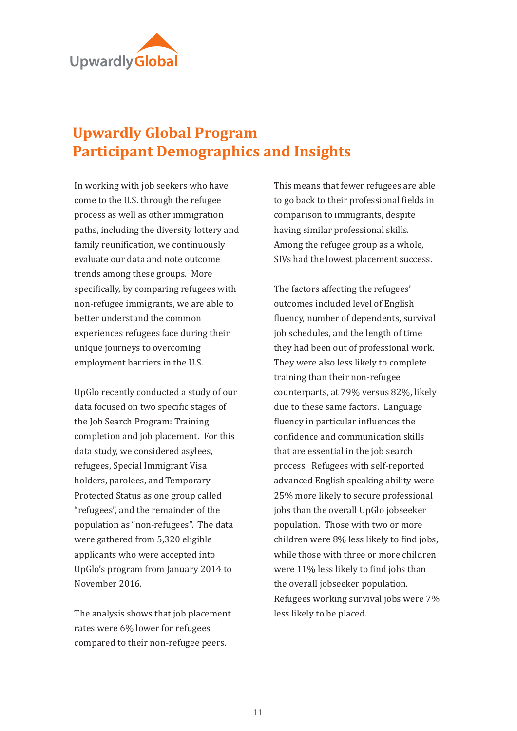# Upwardly Global Program Participant Demographics and Insights

In working with job seekers who have come to the U.S. through the refugee process as well as other immigration paths, including the diversity lottery and family reunification, we continuously evaluate our data and note outcome trends among these groups. More specifically, by comparing refugees with non-refugee immigrants, we are able to better understand the common experiences refugees face during their unique journeys to overcoming employment barriers in the U.S.

UpGlo recently conducted a study of our data focused on two specific stages of the Job Search Program: Training completion and job placement. For this data study, we considered asylees, refugees, Special Immigrant Visa holders, parolees, and Temporary Protected Status as one group called "refugees", and the remainder of the population as "non-refugees". The data were gathered from 5,320 eligible applicants who were accepted into UpGlo's program from January 2014 to November 2016.

The analysis shows that job placement rates were 6% lower for refugees compared to their non-refugee peers. This means that fewer refugees are able to go back to their professional fields in comparison to immigrants, despite having similar professional skills. Among the refugee group as a whole, SIVs had the lowest placement success.

The factors affecting the refugees' outcomes included level of English fluency, number of dependents, survival job schedules, and the length of time they had been out of professional work. They were also less likely to complete training than their non-refugee counterparts, at 79% versus 82%, likely due to these same factors. Language fluency in particular influences the confidence and communication skills that are essential in the job search process. Refugees with self-reported advanced English speaking ability were 25% more likely to secure professional jobs than the overall UpGlo jobseeker population. Those with two or more children were 8% less likely to find jobs, while those with three or more children were 11% less likely to find jobs than the overall jobseeker population. Refugees working survival jobs were 7% less likely to be placed.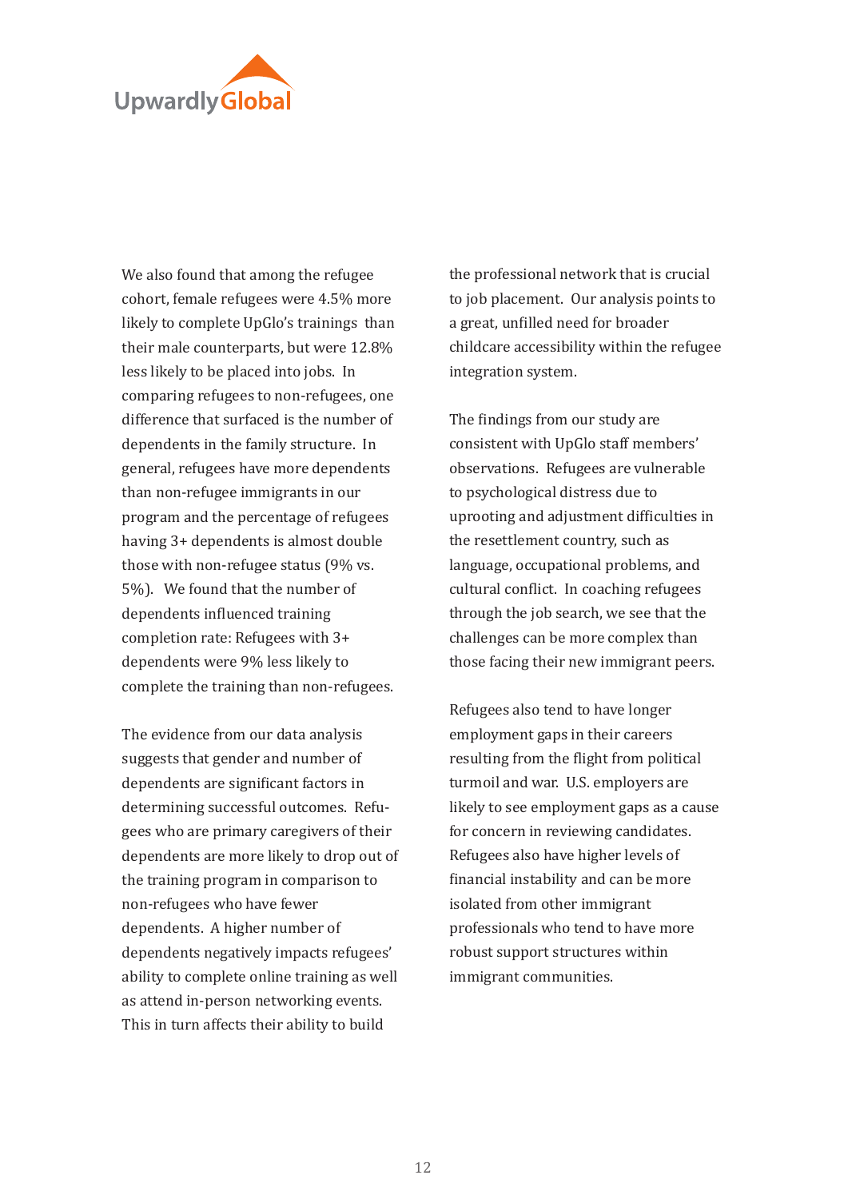We also found that among the refugee cohort, female refugees were 4.5% more likely to complete UpGlo's trainings than their male counterparts, but were 12.8% less likely to be placed into jobs. In comparing refugees to non-refugees, one difference that surfaced is the number of dependents in the family structure. In general, refugees have more dependents than non-refugee immigrants in our program and the percentage of refugees having 3+ dependents is almost double those with non-refugee status (9% vs. 5%). We found that the number of dependents influenced training completion rate: Refugees with 3+ dependents were 9% less likely to complete the training than non-refugees.

The evidence from our data analysis suggests that gender and number of dependents are significant factors in determining successful outcomes. Refugees who are primary caregivers of their dependents are more likely to drop out of the training program in comparison to non-refugees who have fewer dependents. A higher number of dependents negatively impacts refugees' ability to complete online training as well as attend in-person networking events. This in turn affects their ability to build the professional network that is crucial to job placement. Our analysis points to a great, unfilled need for broader childcare accessibility within the refugee integration system.

The findings from our study are consistent with UpGlo staff members' observations. Refugees are vulnerable to psychological distress due to uprooting and adjustment difficulties in the resettlement country, such as language, occupational problems, and cultural conflict. In coaching refugees through the job search, we see that the challenges can be more complex than those facing their new immigrant peers.

Refugees also tend to have longer employment gaps in their careers resulting from the flight from political turmoil and war. U.S. employers are likely to see employment gaps as a cause for concern in reviewing candidates. Refugees also have higher levels of financial instability and can be more isolated from other immigrant professionals who tend to have more robust support structures within immigrant communities.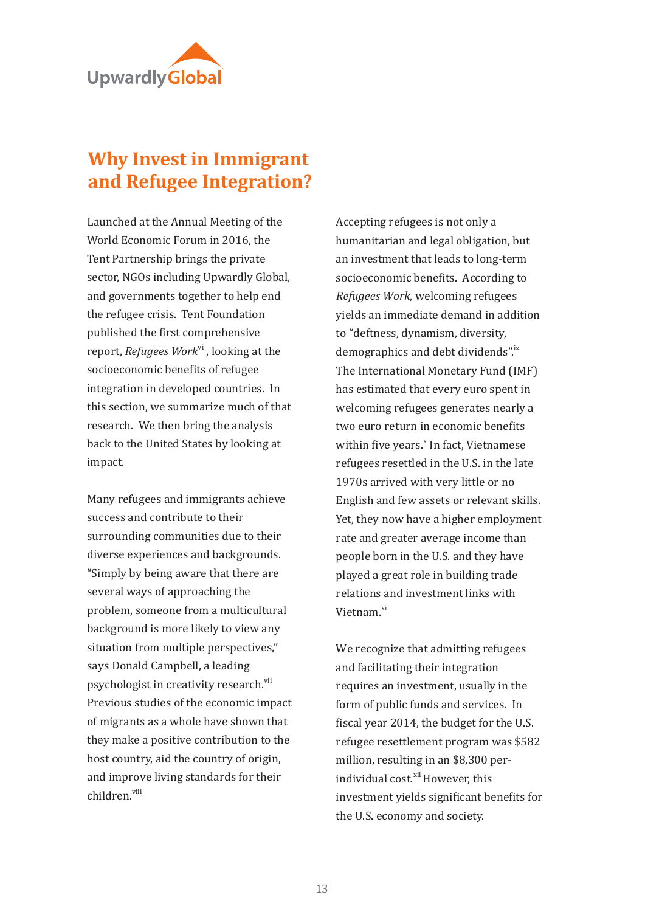# Why Invest in Immigrant and Refugee Integration?

Launched at the Annual Meeting of the World Economic Forum in 2016, the Tent Partnership brings the private sector, NGOs including Upwardly Global, and governments together to help end the refugee crisis. Tent Foundation published the first comprehensive report, *Refugees Work*[vi] , looking at the socioeconomic benefits of refugee integration in developed countries. In this section, we summarize much of that research. We then bring the analysis back to the United States by looking at impact.

Many refugees and immigrants achieve success and contribute to their surrounding communities due to their diverse experiences and backgrounds. "Simply by being aware that there are several ways of approaching the problem, someone from a multicultural background is more likely to view any situation from multiple perspectives," says Donald Campbell, a leading psychologist in creativity research.[vii] Previous studies of the economic impact of migrants as a whole have shown that they make a positive contribution to the host country, aid the country of origin, and improve living standards for their children.[viii]

Accepting refugees is not only a humanitarian and legal obligation, but an investment that leads to long-term socioeconomic benefits. According to *Refugees Work*, welcoming refugees yields an immediate demand in addition to "deftness, dynamism, diversity, demographics and debt dividends".[ix] The International Monetary Fund (IMF) has estimated that every euro spent in welcoming refugees generates nearly a two euro return in economic benefits within five years.[x] In fact, Vietnamese refugees resettled in the U.S. in the late 1970s arrived with very little or no English and few assets or relevant skills. Yet, they now have a higher employment rate and greater average income than people born in the U.S. and they have played a great role in building trade relations and investment links with Vietnam.[xi]

We recognize that admitting refugees and facilitating their integration requires an investment, usually in the form of public funds and services. In fiscal year 2014, the budget for the U.S. refugee resettlement program was $582 million, resulting in an $8,300 per-individual cost.[xii] However, this investment yields significant benefits for the U.S. economy and society.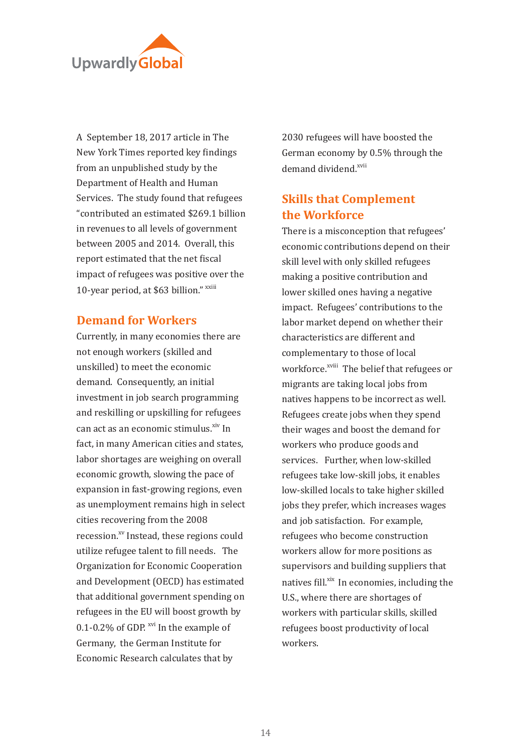A September 18, 2017 article in The New York Times reported key findings from an unpublished study by the Department of Health and Human Services. The study found that refugees "contributed an estimated $269.1 billion in revenues to all levels of government between 2005 and 2014. Overall, this report estimated that the net fiscal impact of refugees was positive over the 10-year period, at $63 billion." [xiii]

## Demand for Workers

Currently, in many economies there are not enough workers (skilled and unskilled) to meet the economic demand. Consequently, an initial investment in job search programming and reskilling or upskilling for refugees can act as an economic stimulus.[xiv] In fact, in many American cities and states, labor shortages are weighing on overall economic growth, slowing the pace of expansion in fast-growing regions, even as unemployment remains high in select cities recovering from the 2008 recession.[xv] Instead, these regions could utilize refugee talent to fill needs. The Organization for Economic Cooperation and Development (OECD) has estimated that additional government spending on refugees in the EU will boost growth by 0.1-0.2% of GDP. [xvi] In the example of Germany, the German Institute for Economic Research calculates that by 2030 refugees will have boosted the German economy by 0.5% through the demand dividend.[xvii]

## Skills that Complement the Workforce

There is a misconception that refugees' economic contributions depend on their skill level with only skilled refugees making a positive contribution and lower skilled ones having a negative impact. Refugees' contributions to the labor market depend on whether their characteristics are different and complementary to those of local workforce.[xviii] The belief that refugees or migrants are taking local jobs from natives happens to be incorrect as well. Refugees create jobs when they spend their wages and boost the demand for workers who produce goods and services. Further, when low-skilled refugees take low-skill jobs, it enables low-skilled locals to take higher skilled jobs they prefer, which increases wages and job satisfaction. For example, refugees who become construction workers allow for more positions as supervisors and building suppliers that natives fill.[xix] In economies, including the U.S., where there are shortages of workers with particular skills, skilled refugees boost productivity of local workers.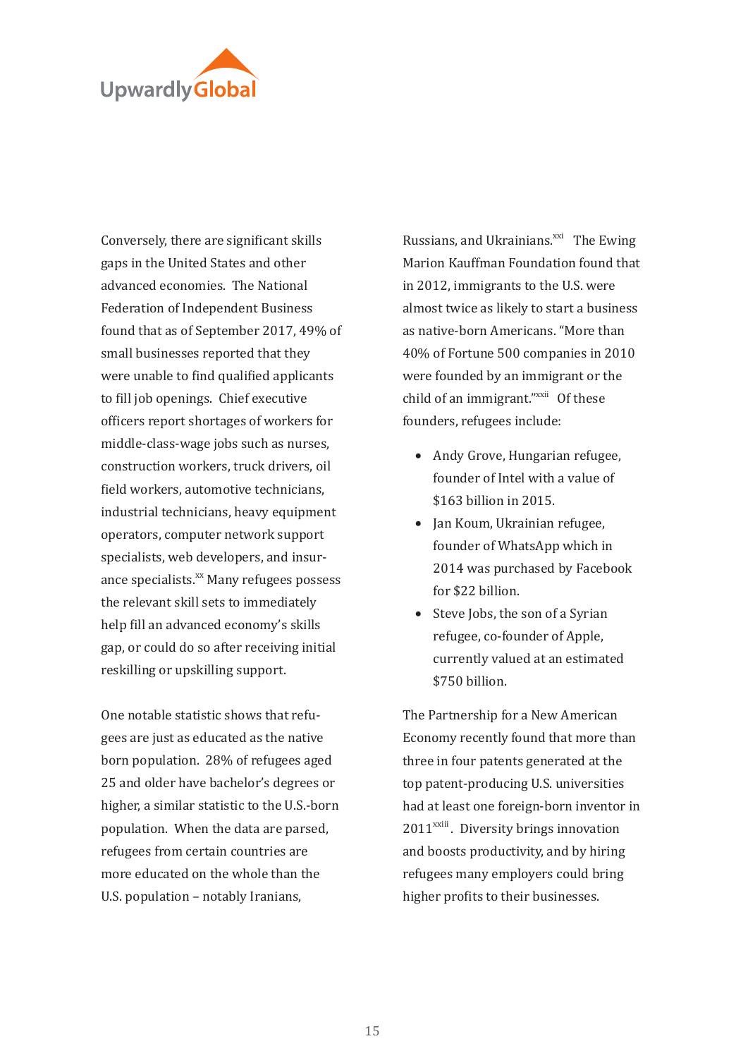Conversely, there are significant skills gaps in the United States and other advanced economies. The National Federation of Independent Business found that as of September 2017, 49% of small businesses reported that they were unable to find qualified applicants to fill job openings. Chief executive officers report shortages of workers for middle-class-wage jobs such as nurses, construction workers, truck drivers, oil field workers, automotive technicians, industrial technicians, heavy equipment operators, computer network support specialists, web developers, and insurance specialists.[xx] Many refugees possess the relevant skill sets to immediately help fill an advanced economy's skills gap, or could do so after receiving initial reskilling or upskilling support.

One notable statistic shows that refugees are just as educated as the native born population. 28% of refugees aged 25 and older have bachelor's degrees or higher, a similar statistic to the U.S.-born population. When the data are parsed, refugees from certain countries are more educated on the whole than the U.S. population – notably Iranians, Russians, and Ukrainians.[xxi] The Ewing Marion Kauffman Foundation found that in 2012, immigrants to the U.S. were almost twice as likely to start a business as native-born Americans. "More than 40% of Fortune 500 companies in 2010 were founded by an immigrant or the child of an immigrant."[xxii] Of these founders, refugees include:

- Andy Grove, Hungarian refugee, founder of Intel with a value of $163 billion in 2015.
- Jan Koum, Ukrainian refugee, founder of WhatsApp which in 2014 was purchased by Facebook for $22 billion.
- Steve Jobs, the son of a Syrian refugee, co-founder of Apple, currently valued at an estimated $750 billion.

The Partnership for a New American Economy recently found that more than three in four patents generated at the top patent-producing U.S. universities had at least one foreign-born inventor in 2011[xxiii]. Diversity brings innovation and boosts productivity, and by hiring refugees many employers could bring higher profits to their businesses.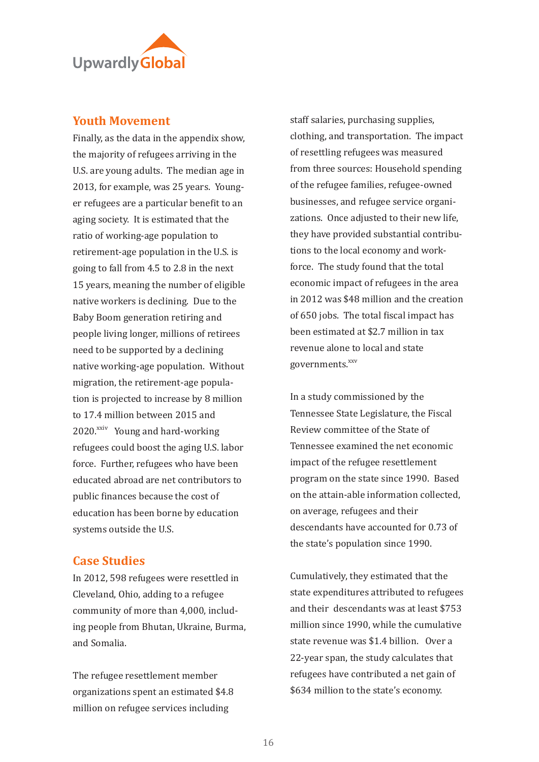## Youth Movement

Finally, as the data in the appendix show, the majority of refugees arriving in the U.S. are young adults. The median age in 2013, for example, was 25 years. Younger refugees are a particular benefit to an aging society. It is estimated that the ratio of working-age population to retirement-age population in the U.S. is going to fall from 4.5 to 2.8 in the next 15 years, meaning the number of eligible native workers is declining. Due to the Baby Boom generation retiring and people living longer, millions of retirees need to be supported by a declining native working-age population. Without migration, the retirement-age population is projected to increase by 8 million to 17.4 million between 2015 and 2020.[xxiv] Young and hard-working refugees could boost the aging U.S. labor force. Further, refugees who have been educated abroad are net contributors to public finances because the cost of education has been borne by education systems outside the U.S.

## Case Studies

In 2012, 598 refugees were resettled in Cleveland, Ohio, adding to a refugee community of more than 4,000, including people from Bhutan, Ukraine, Burma, and Somalia.

The refugee resettlement member organizations spent an estimated $4.8 million on refugee services including staff salaries, purchasing supplies, clothing, and transportation. The impact of resettling refugees was measured from three sources: Household spending of the refugee families, refugee-owned businesses, and refugee service organizations. Once adjusted to their new life, they have provided substantial contributions to the local economy and workforce. The study found that the total economic impact of refugees in the area in 2012 was $48 million and the creation of 650 jobs. The total fiscal impact has been estimated at $2.7 million in tax revenue alone to local and state governments.[xxv]

In a study commissioned by the Tennessee State Legislature, the Fiscal Review committee of the State of Tennessee examined the net economic impact of the refugee resettlement program on the state since 1990. Based on the attain-able information collected, on average, refugees and their descendants have accounted for 0.73 of the state's population since 1990.

Cumulatively, they estimated that the state expenditures attributed to refugees and their descendants was at least $753 million since 1990, while the cumulative state revenue was $1.4 billion. Over a 22-year span, the study calculates that refugees have contributed a net gain of $634 million to the state's economy.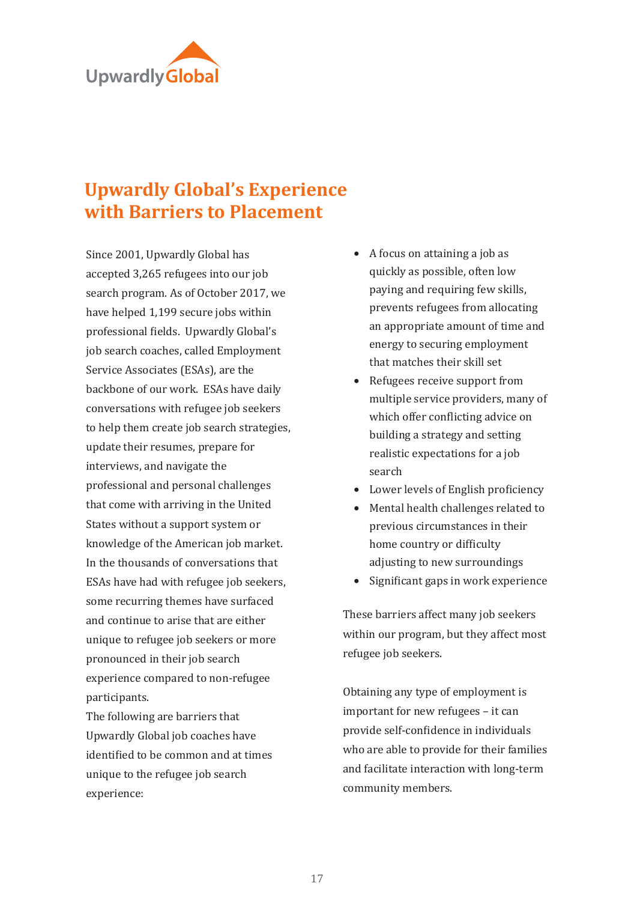## Upwardly Global's Experience with Barriers to Placement

Since 2001, Upwardly Global has accepted 3,265 refugees into our job search program. As of October 2017, we have helped 1,199 secure jobs within professional fields. Upwardly Global's job search coaches, called Employment Service Associates (ESAs), are the backbone of our work. ESAs have daily conversations with refugee job seekers to help them create job search strategies, update their resumes, prepare for interviews, and navigate the professional and personal challenges that come with arriving in the United States without a support system or knowledge of the American job market. In the thousands of conversations that ESAs have had with refugee job seekers, some recurring themes have surfaced and continue to arise that are either unique to refugee job seekers or more pronounced in their job search experience compared to non-refugee participants.

The following are barriers that Upwardly Global job coaches have identified to be common and at times unique to the refugee job search experience:

- A focus on attaining a job as quickly as possible, often low paying and requiring few skills, prevents refugees from allocating an appropriate amount of time and energy to securing employment that matches their skill set
- Refugees receive support from multiple service providers, many of which offer conflicting advice on building a strategy and setting realistic expectations for a job search
- Lower levels of English proficiency
- Mental health challenges related to previous circumstances in their home country or difficulty adjusting to new surroundings
- Significant gaps in work experience

These barriers affect many job seekers within our program, but they affect most refugee job seekers.

Obtaining any type of employment is important for new refugees – it can provide self-confidence in individuals who are able to provide for their families and facilitate interaction with long-term community members.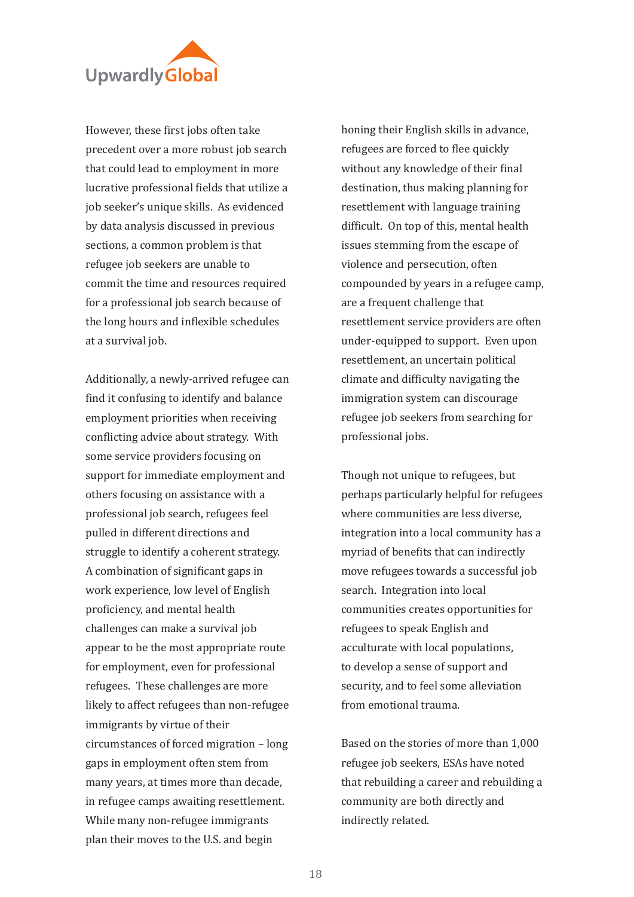However, these first jobs often take precedent over a more robust job search that could lead to employment in more lucrative professional fields that utilize a job seeker's unique skills. As evidenced by data analysis discussed in previous sections, a common problem is that refugee job seekers are unable to commit the time and resources required for a professional job search because of the long hours and inflexible schedules at a survival job.

Additionally, a newly-arrived refugee can find it confusing to identify and balance employment priorities when receiving conflicting advice about strategy. With some service providers focusing on support for immediate employment and others focusing on assistance with a professional job search, refugees feel pulled in different directions and struggle to identify a coherent strategy. A combination of significant gaps in work experience, low level of English proficiency, and mental health challenges can make a survival job appear to be the most appropriate route for employment, even for professional refugees. These challenges are more likely to affect refugees than non-refugee immigrants by virtue of their circumstances of forced migration – long gaps in employment often stem from many years, at times more than decade, in refugee camps awaiting resettlement. While many non-refugee immigrants plan their moves to the U.S. and begin honing their English skills in advance, refugees are forced to flee quickly without any knowledge of their final destination, thus making planning for resettlement with language training difficult. On top of this, mental health issues stemming from the escape of violence and persecution, often compounded by years in a refugee camp, are a frequent challenge that resettlement service providers are often under-equipped to support. Even upon resettlement, an uncertain political climate and difficulty navigating the immigration system can discourage refugee job seekers from searching for professional jobs.

Though not unique to refugees, but perhaps particularly helpful for refugees where communities are less diverse, integration into a local community has a myriad of benefits that can indirectly move refugees towards a successful job search. Integration into local communities creates opportunities for refugees to speak English and acculturate with local populations, to develop a sense of support and security, and to feel some alleviation from emotional trauma.

Based on the stories of more than 1,000 refugee job seekers, ESAs have noted that rebuilding a career and rebuilding a community are both directly and indirectly related.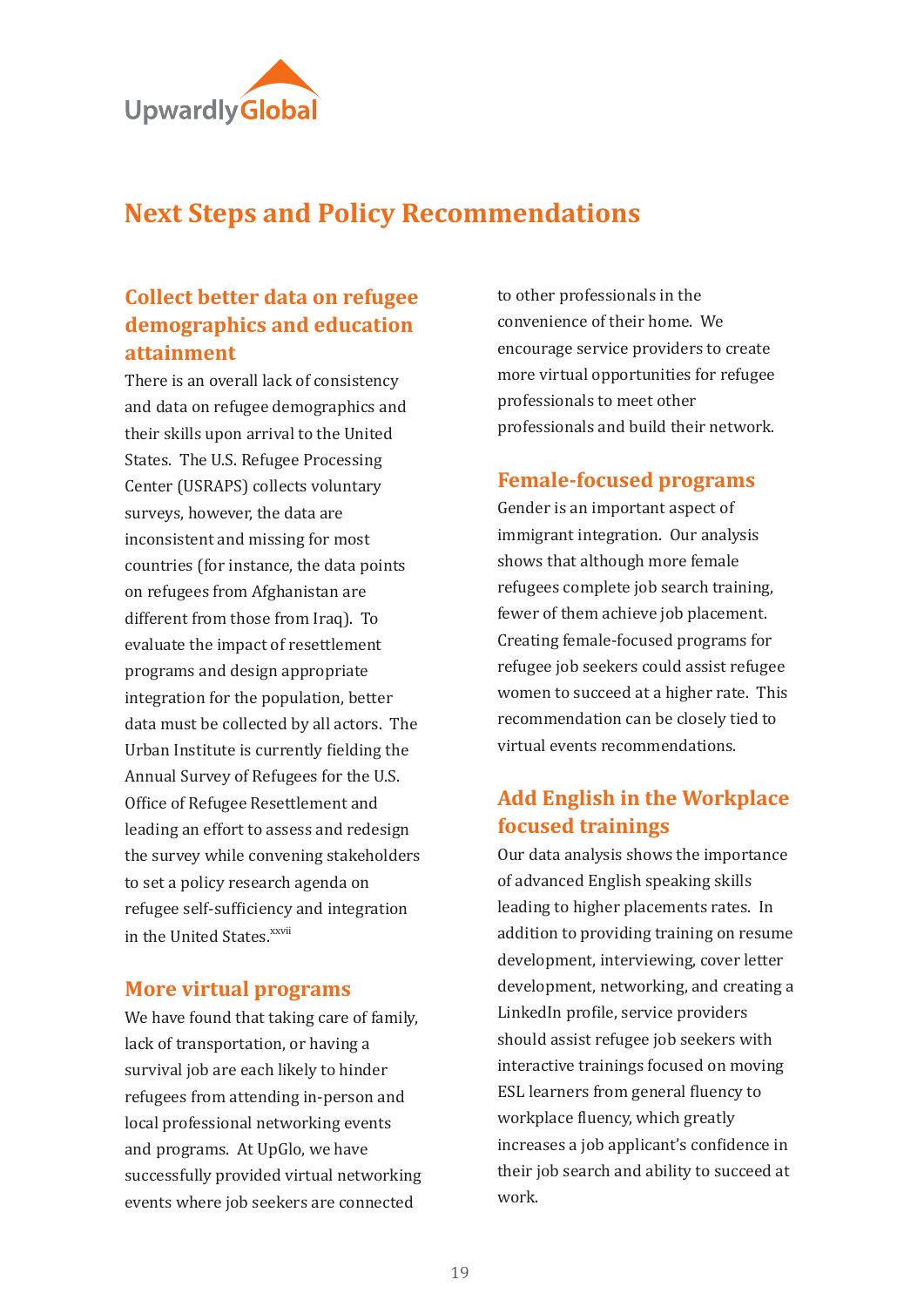# Next Steps and Policy Recommendations

## Collect better data on refugee demographics and education attainment

There is an overall lack of consistency and data on refugee demographics and their skills upon arrival to the United States. The U.S. Refugee Processing Center (USRAPS) collects voluntary surveys, however, the data are inconsistent and missing for most countries (for instance, the data points on refugees from Afghanistan are different from those from Iraq). To evaluate the impact of resettlement programs and design appropriate integration for the population, better data must be collected by all actors. The Urban Institute is currently fielding the Annual Survey of Refugees for the U.S. Office of Refugee Resettlement and leading an effort to assess and redesign the survey while convening stakeholders to set a policy research agenda on refugee self-sufficiency and integration in the United States.[xxvii]

## More virtual programs

We have found that taking care of family, lack of transportation, or having a survival job are each likely to hinder refugees from attending in-person and local professional networking events and programs. At UpGlo, we have successfully provided virtual networking events where job seekers are connected to other professionals in the convenience of their home. We encourage service providers to create more virtual opportunities for refugee professionals to meet other professionals and build their network.

## Female-focused programs

Gender is an important aspect of immigrant integration. Our analysis shows that although more female refugees complete job search training, fewer of them achieve job placement. Creating female-focused programs for refugee job seekers could assist refugee women to succeed at a higher rate. This recommendation can be closely tied to virtual events recommendations.

## Add English in the Workplace focused trainings

Our data analysis shows the importance of advanced English speaking skills leading to higher placements rates. In addition to providing training on resume development, interviewing, cover letter development, networking, and creating a LinkedIn profile, service providers should assist refugee job seekers with interactive trainings focused on moving ESL learners from general fluency to workplace fluency, which greatly increases a job applicant's confidence in their job search and ability to succeed at work.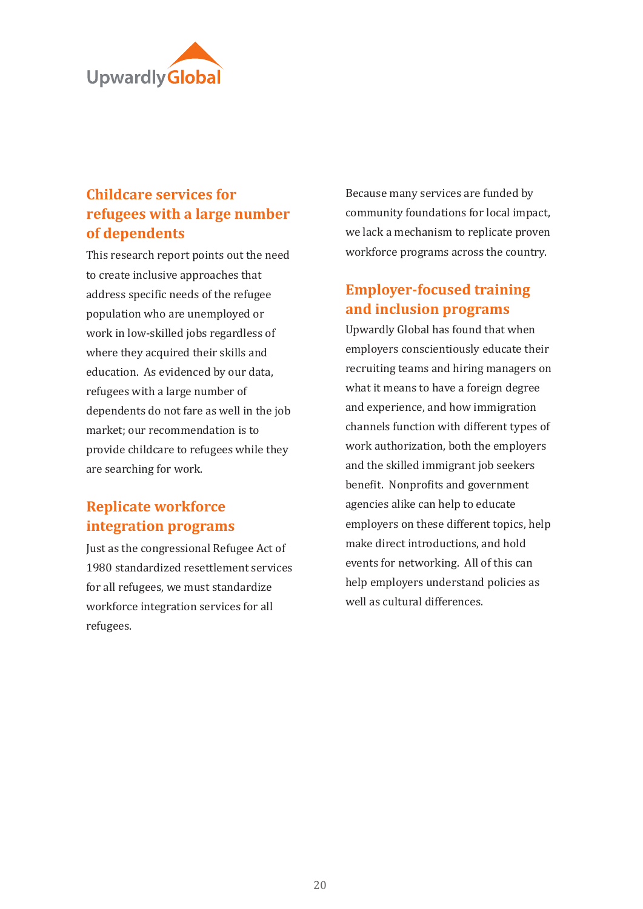## Childcare services for refugees with a large number of dependents

This research report points out the need to create inclusive approaches that address specific needs of the refugee population who are unemployed or work in low-skilled jobs regardless of where they acquired their skills and education. As evidenced by our data, refugees with a large number of dependents do not fare as well in the job market; our recommendation is to provide childcare to refugees while they are searching for work.

## Replicate workforce integration programs

Just as the congressional Refugee Act of 1980 standardized resettlement services for all refugees, we must standardize workforce integration services for all refugees.

Because many services are funded by community foundations for local impact, we lack a mechanism to replicate proven workforce programs across the country.

## Employer-focused training and inclusion programs

Upwardly Global has found that when employers conscientiously educate their recruiting teams and hiring managers on what it means to have a foreign degree and experience, and how immigration channels function with different types of work authorization, both the employers and the skilled immigrant job seekers benefit. Nonprofits and government agencies alike can help to educate employers on these different topics, help make direct introductions, and hold events for networking. All of this can help employers understand policies as well as cultural differences.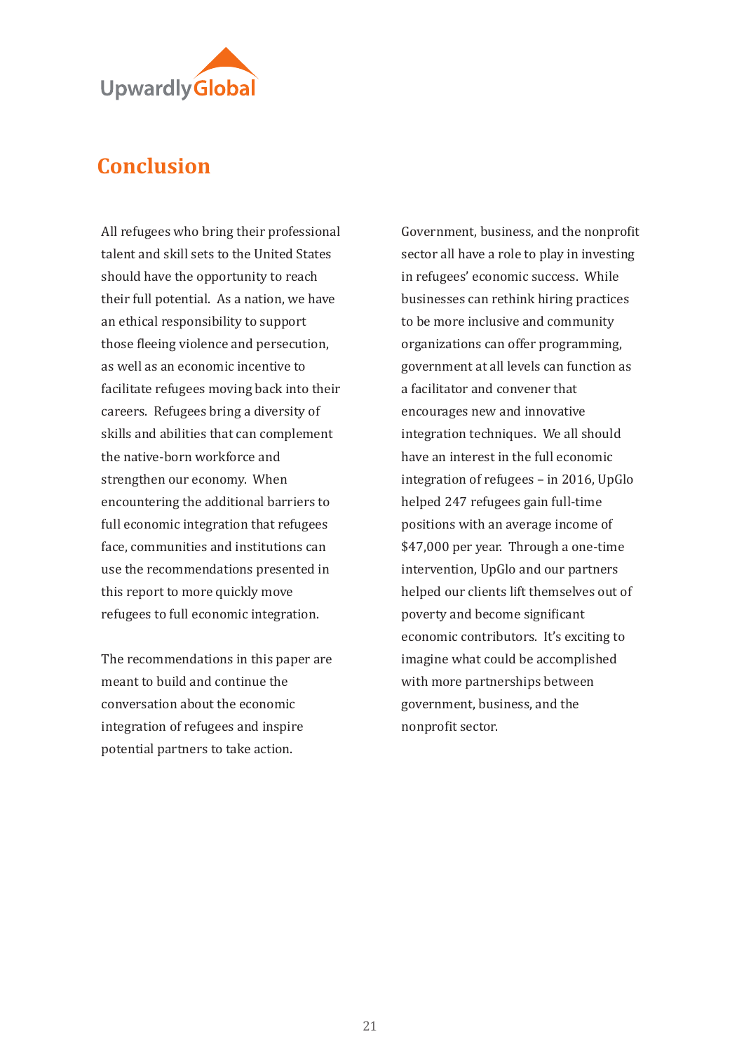## Conclusion

All refugees who bring their professional talent and skill sets to the United States should have the opportunity to reach their full potential. As a nation, we have an ethical responsibility to support those fleeing violence and persecution, as well as an economic incentive to facilitate refugees moving back into their careers. Refugees bring a diversity of skills and abilities that can complement the native-born workforce and strengthen our economy. When encountering the additional barriers to full economic integration that refugees face, communities and institutions can use the recommendations presented in this report to more quickly move refugees to full economic integration.

The recommendations in this paper are meant to build and continue the conversation about the economic integration of refugees and inspire potential partners to take action.

Government, business, and the nonprofit sector all have a role to play in investing in refugees' economic success. While businesses can rethink hiring practices to be more inclusive and community organizations can offer programming, government at all levels can function as a facilitator and convener that encourages new and innovative integration techniques. We all should have an interest in the full economic integration of refugees – in 2016, UpGlo helped 247 refugees gain full-time positions with an average income of $47,000 per year. Through a one-time intervention, UpGlo and our partners helped our clients lift themselves out of poverty and become significant economic contributors. It's exciting to imagine what could be accomplished with more partnerships between government, business, and the nonprofit sector.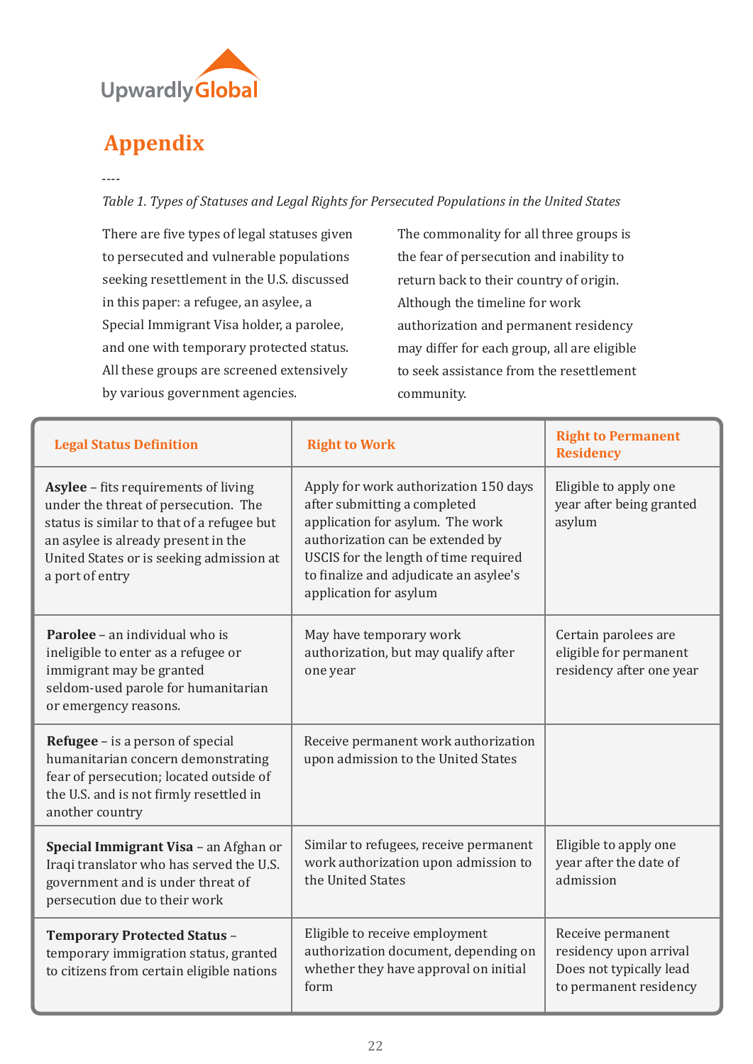# Appendix

----

*Table 1. Types of Statuses and Legal Rights for Persecuted Populations in the United States*

There are five types of legal statuses given to persecuted and vulnerable populations seeking resettlement in the U.S. discussed in this paper: a refugee, an asylee, a Special Immigrant Visa holder, a parolee, and one with temporary protected status. All these groups are screened extensively by various government agencies.

The commonality for all three groups is the fear of persecution and inability to return back to their country of origin. Although the timeline for work authorization and permanent residency may differ for each group, all are eligible to seek assistance from the resettlement community.

| Legal Status Definition | Right to Work | Right to Permanent Residency |
|---|---|---|
| **Asylee** – fits requirements of living under the threat of persecution. The status is similar to that of a refugee but an asylee is already present in the United States or is seeking admission at a port of entry | Apply for work authorization 150 days after submitting a completed application for asylum. The work authorization can be extended by USCIS for the length of time required to finalize and adjudicate an asylee's application for asylum | Eligible to apply one year after being granted asylum |
| **Parolee** – an individual who is ineligible to enter as a refugee or immigrant may be granted seldom-used parole for humanitarian or emergency reasons. | May have temporary work authorization, but may qualify after one year | Certain parolees are eligible for permanent residency after one year |
| **Refugee** – is a person of special humanitarian concern demonstrating fear of persecution; located outside of the U.S. and is not firmly resettled in another country | Receive permanent work authorization upon admission to the United States | |
| **Special Immigrant Visa** – an Afghan or Iraqi translator who has served the U.S. government and is under threat of persecution due to their work | Similar to refugees, receive permanent work authorization upon admission to the United States | Eligible to apply one year after the date of admission |
| **Temporary Protected Status** – temporary immigration status, granted to citizens from certain eligible nations | Eligible to receive employment authorization document, depending on whether they have approval on initial form | Receive permanent residency upon arrival Does not typically lead to permanent residency |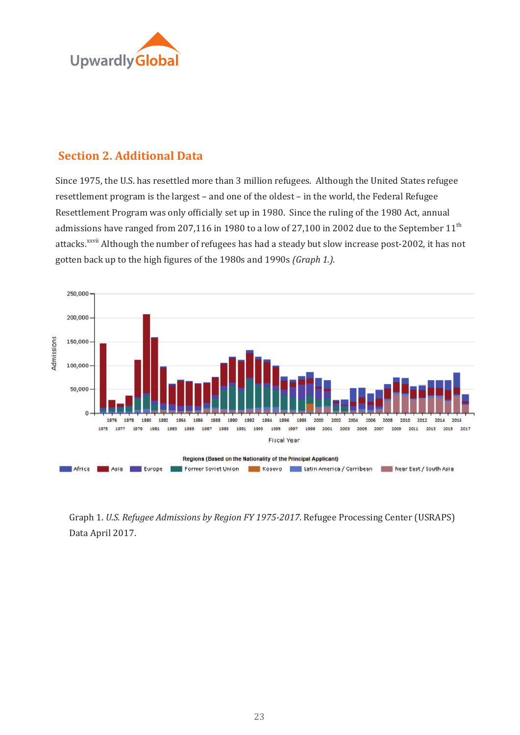## Section 2. Additional Data

Since 1975, the U.S. has resettled more than 3 million refugees. Although the United States refugee resettlement program is the largest – and one of the oldest – in the world, the Federal Refugee Resettlement Program was only officially set up in 1980. Since the ruling of the 1980 Act, annual admissions have ranged from 207,116 in 1980 to a low of 27,100 in 2002 due to the September 11th attacks.[xxvii] Although the number of refugees has had a steady but slow increase post-2002, it has not gotten back up to the high figures of the 1980s and 1990s *(Graph 1.)*.

Graph 1. *U.S. Refugee Admissions by Region FY 1975-2017*. Refugee Processing Center (USRAPS) Data April 2017.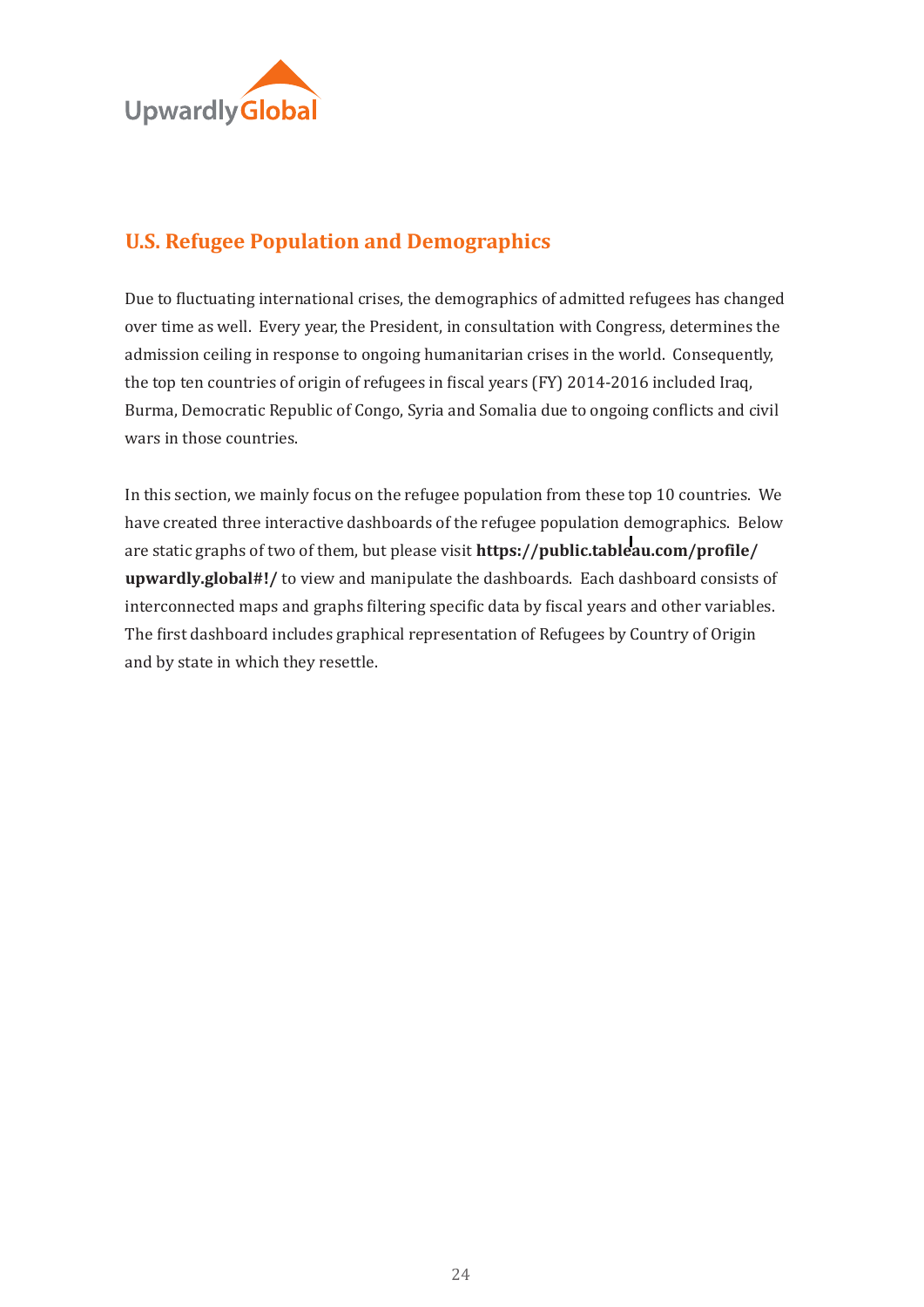## U.S. Refugee Population and Demographics

Due to fluctuating international crises, the demographics of admitted refugees has changed over time as well. Every year, the President, in consultation with Congress, determines the admission ceiling in response to ongoing humanitarian crises in the world. Consequently, the top ten countries of origin of refugees in fiscal years (FY) 2014-2016 included Iraq, Burma, Democratic Republic of Congo, Syria and Somalia due to ongoing conflicts and civil wars in those countries.

In this section, we mainly focus on the refugee population from these top 10 countries. We have created three interactive dashboards of the refugee population demographics. Below are static graphs of two of them, but please visit **https://public.tableau.com/profile/upwardly.global#!/** to view and manipulate the dashboards. Each dashboard consists of interconnected maps and graphs filtering specific data by fiscal years and other variables. The first dashboard includes graphical representation of Refugees by Country of Origin and by state in which they resettle.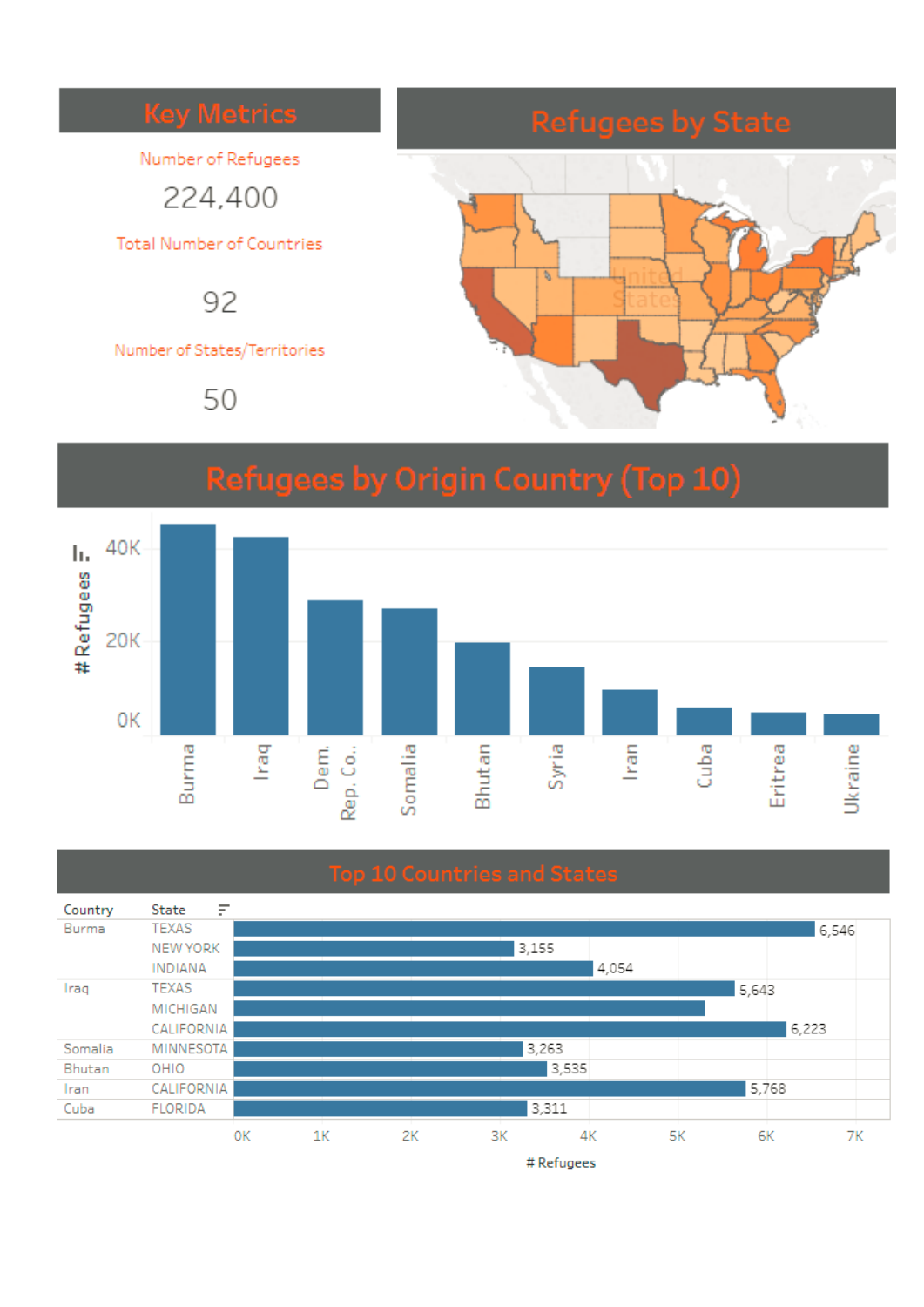## Key Metrics

Number of Refugees

224,400

Total Number of Countries

92

Number of States/Territories

50

## Refugees by State

## Refugees by Origin Country (Top 10)

# Refugees: 40K, 20K, 0K

Burma, Iraq, Dem. Rep. Co.., Somalia, Bhutan, Syria, Iran, Cuba, Eritrea, Ukraine

## Top 10 Countries and States

| Country | State | # Refugees |
|---|---|---|
| Burma | TEXAS | 6,546 |
| | NEW YORK | 3,155 |
| | INDIANA | 4,054 |
| Iraq | TEXAS | 5,643 |
| | MICHIGAN | |
| | CALIFORNIA | 6,223 |
| Somalia | MINNESOTA | 3,263 |
| Bhutan | OHIO | 3,535 |
| Iran | CALIFORNIA | 5,768 |
| Cuba | FLORIDA | 3,311 |

0K 1K 2K 3K 4K 5K 6K 7K

# Refugees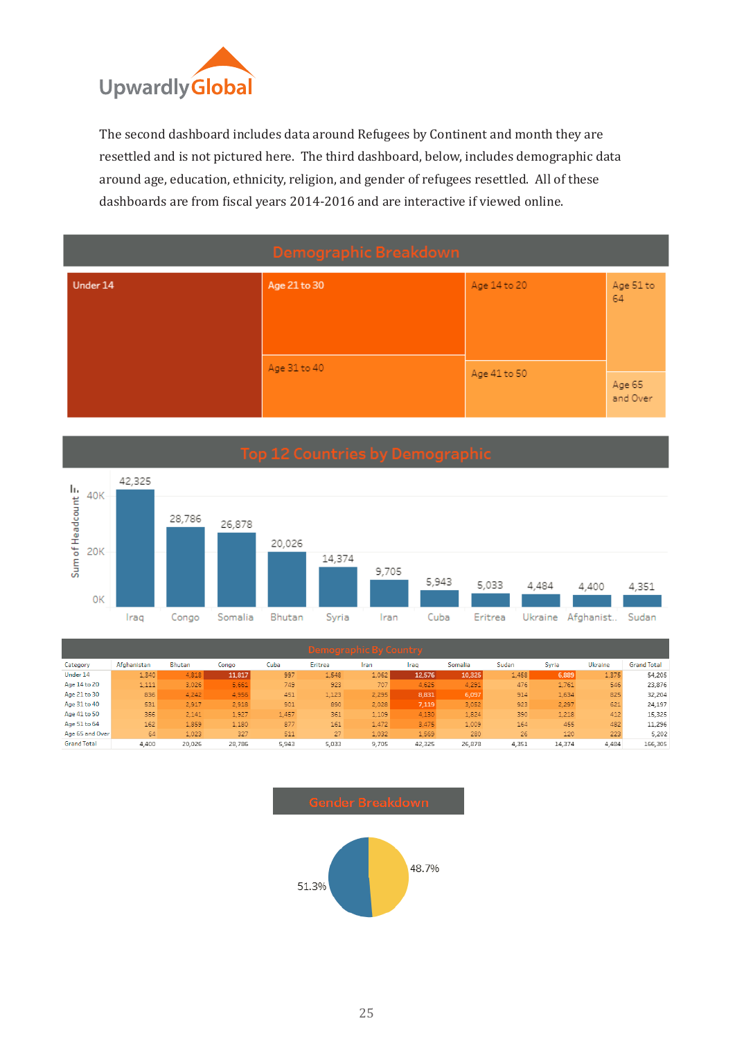The second dashboard includes data around Refugees by Continent and month they are resettled and is not pictured here. The third dashboard, below, includes demographic data around age, education, ethnicity, religion, and gender of refugees resettled. All of these dashboards are from fiscal years 2014-2016 and are interactive if viewed online.

## Demographic Breakdown

Under 14, Age 21 to 30, Age 31 to 40, Age 14 to 20, Age 41 to 50, Age 51 to 64, Age 65 and Over

## Top 12 Countries by Demographic

Sum of Headcount

| Iraq | Congo | Somalia | Bhutan | Syria | Iran | Cuba | Eritrea | Ukraine | Afghanist.. | Sudan |
|---|---|---|---|---|---|---|---|---|---|---|
| 42,325 | 28,786 | 26,878 | 20,026 | 14,374 | 9,705 | 5,943 | 5,033 | 4,484 | 4,400 | 4,351 |

## Demographic By Country

| Category | Afghanistan | Bhutan | Congo | Cuba | Eritrea | Iran | Iraq | Somalia | Sudan | Syria | Ukraine | Grand Total |
|---|---|---|---|---|---|---|---|---|---|---|---|---|
| Under 14 | 1,340 | 4,818 | 11,817 | 997 | 1,548 | 1,062 | 12,576 | 10,325 | 1,458 | 6,889 | 1,375 | 54,205 |
| Age 14 to 20 | 1,111 | 3,026 | 5,661 | 749 | 923 | 707 | 4,625 | 4,291 | 476 | 1,761 | 546 | 23,876 |
| Age 21 to 30 | 836 | 4,242 | 4,956 | 451 | 1,123 | 2,295 | 8,831 | 6,097 | 914 | 1,634 | 825 | 32,204 |
| Age 31 to 40 | 531 | 2,917 | 2,918 | 901 | 890 | 2,028 | 7,119 | 3,052 | 923 | 2,297 | 621 | 24,197 |
| Age 41 to 50 | 366 | 2,141 | 1,927 | 1,457 | 361 | 1,109 | 4,130 | 1,824 | 390 | 1,218 | 412 | 15,325 |
| Age 51 to 64 | 162 | 1,859 | 1,180 | 877 | 161 | 1,472 | 3,475 | 1,009 | 164 | 455 | 482 | 11,296 |
| Age 65 and Over | 64 | 1,023 | 327 | 511 | 27 | 1,032 | 1,569 | 280 | 26 | 120 | 223 | 5,202 |
| Grand Total | 4,400 | 20,026 | 28,786 | 5,943 | 5,033 | 9,705 | 42,325 | 26,878 | 4,351 | 14,374 | 4,484 | 166,305 |

## Gender Breakdown

48.7%

51.3%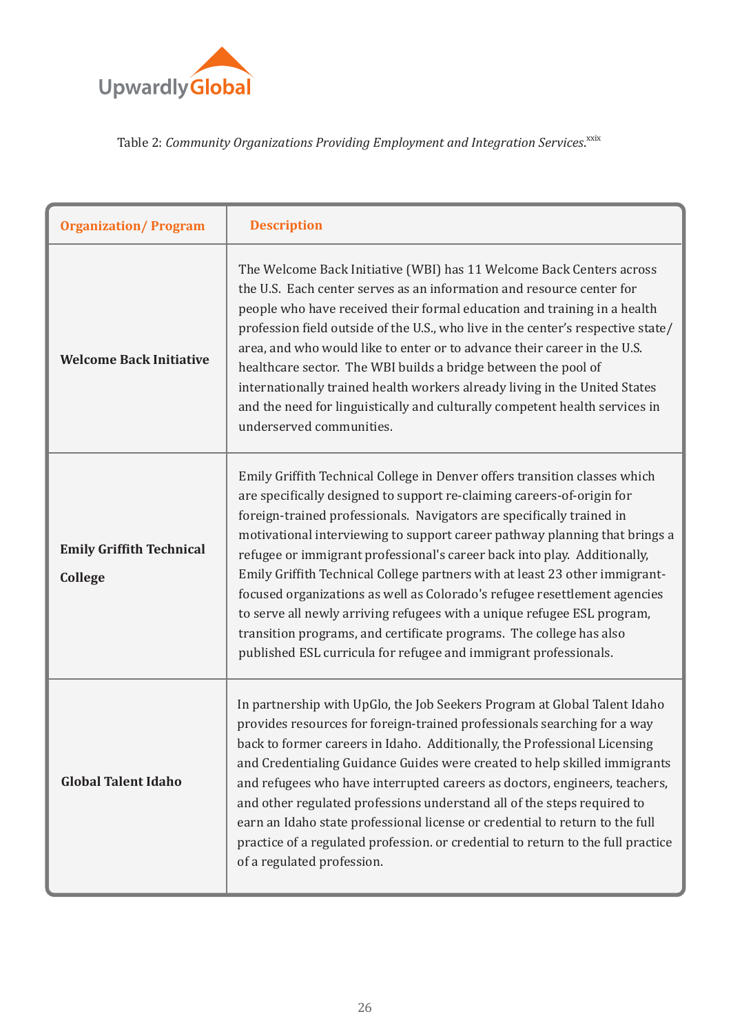Table 2: *Community Organizations Providing Employment and Integration Services.*[xxix]

| Organization/ Program | Description |
|---|---|
| **Welcome Back Initiative** | The Welcome Back Initiative (WBI) has 11 Welcome Back Centers across the U.S. Each center serves as an information and resource center for people who have received their formal education and training in a health profession field outside of the U.S., who live in the center's respective state/ area, and who would like to enter or to advance their career in the U.S. healthcare sector. The WBI builds a bridge between the pool of internationally trained health workers already living in the United States and the need for linguistically and culturally competent health services in underserved communities. |
| **Emily Griffith Technical College** | Emily Griffith Technical College in Denver offers transition classes which are specifically designed to support re-claiming careers-of-origin for foreign-trained professionals. Navigators are specifically trained in motivational interviewing to support career pathway planning that brings a refugee or immigrant professional's career back into play. Additionally, Emily Griffith Technical College partners with at least 23 other immigrant-focused organizations as well as Colorado's refugee resettlement agencies to serve all newly arriving refugees with a unique refugee ESL program, transition programs, and certificate programs. The college has also published ESL curricula for refugee and immigrant professionals. |
| **Global Talent Idaho** | In partnership with UpGlo, the Job Seekers Program at Global Talent Idaho provides resources for foreign-trained professionals searching for a way back to former careers in Idaho. Additionally, the Professional Licensing and Credentialing Guidance Guides were created to help skilled immigrants and refugees who have interrupted careers as doctors, engineers, teachers, and other regulated professions understand all of the steps required to earn an Idaho state professional license or credential to return to the full practice of a regulated profession. or credential to return to the full practice of a regulated profession. |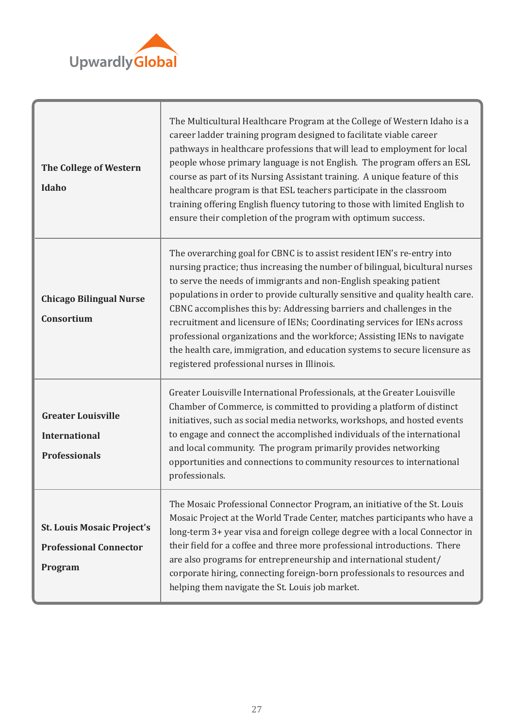| | |
|---|---|
| **The College of Western Idaho** | The Multicultural Healthcare Program at the College of Western Idaho is a career ladder training program designed to facilitate viable career pathways in healthcare professions that will lead to employment for local people whose primary language is not English. The program offers an ESL course as part of its Nursing Assistant training. A unique feature of this healthcare program is that ESL teachers participate in the classroom training offering English fluency tutoring to those with limited English to ensure their completion of the program with optimum success. |
| **Chicago Bilingual Nurse Consortium** | The overarching goal for CBNC is to assist resident IEN's re-entry into nursing practice; thus increasing the number of bilingual, bicultural nurses to serve the needs of immigrants and non-English speaking patient populations in order to provide culturally sensitive and quality health care. CBNC accomplishes this by: Addressing barriers and challenges in the recruitment and licensure of IENs; Coordinating services for IENs across professional organizations and the workforce; Assisting IENs to navigate the health care, immigration, and education systems to secure licensure as registered professional nurses in Illinois. |
| **Greater Louisville International Professionals** | Greater Louisville International Professionals, at the Greater Louisville Chamber of Commerce, is committed to providing a platform of distinct initiatives, such as social media networks, workshops, and hosted events to engage and connect the accomplished individuals of the international and local community. The program primarily provides networking opportunities and connections to community resources to international professionals. |
| **St. Louis Mosaic Project's Professional Connector Program** | The Mosaic Professional Connector Program, an initiative of the St. Louis Mosaic Project at the World Trade Center, matches participants who have a long-term 3+ year visa and foreign college degree with a local Connector in their field for a coffee and three more professional introductions. There are also programs for entrepreneurship and international student/ corporate hiring, connecting foreign-born professionals to resources and helping them navigate the St. Louis job market. |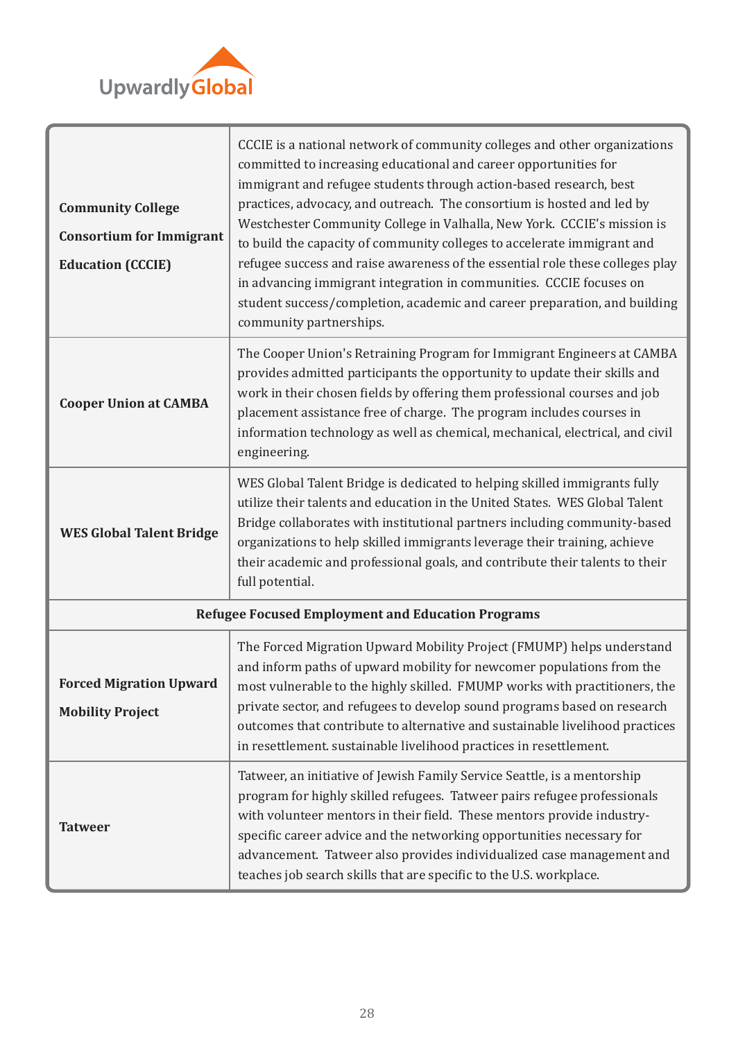| | |
|---|---|
| **Community College Consortium for Immigrant Education (CCCIE)** | CCCIE is a national network of community colleges and other organizations committed to increasing educational and career opportunities for immigrant and refugee students through action-based research, best practices, advocacy, and outreach. The consortium is hosted and led by Westchester Community College in Valhalla, New York. CCCIE's mission is to build the capacity of community colleges to accelerate immigrant and refugee success and raise awareness of the essential role these colleges play in advancing immigrant integration in communities. CCCIE focuses on student success/completion, academic and career preparation, and building community partnerships. |
| **Cooper Union at CAMBA** | The Cooper Union's Retraining Program for Immigrant Engineers at CAMBA provides admitted participants the opportunity to update their skills and work in their chosen fields by offering them professional courses and job placement assistance free of charge. The program includes courses in information technology as well as chemical, mechanical, electrical, and civil engineering. |
| **WES Global Talent Bridge** | WES Global Talent Bridge is dedicated to helping skilled immigrants fully utilize their talents and education in the United States. WES Global Talent Bridge collaborates with institutional partners including community-based organizations to help skilled immigrants leverage their training, achieve their academic and professional goals, and contribute their talents to their full potential. |
| **Refugee Focused Employment and Education Programs** | |
| **Forced Migration Upward Mobility Project** | The Forced Migration Upward Mobility Project (FMUMP) helps understand and inform paths of upward mobility for newcomer populations from the most vulnerable to the highly skilled. FMUMP works with practitioners, the private sector, and refugees to develop sound programs based on research outcomes that contribute to alternative and sustainable livelihood practices in resettlement. sustainable livelihood practices in resettlement. |
| **Tatweer** | Tatweer, an initiative of Jewish Family Service Seattle, is a mentorship program for highly skilled refugees. Tatweer pairs refugee professionals with volunteer mentors in their field. These mentors provide industry-specific career advice and the networking opportunities necessary for advancement. Tatweer also provides individualized case management and teaches job search skills that are specific to the U.S. workplace. |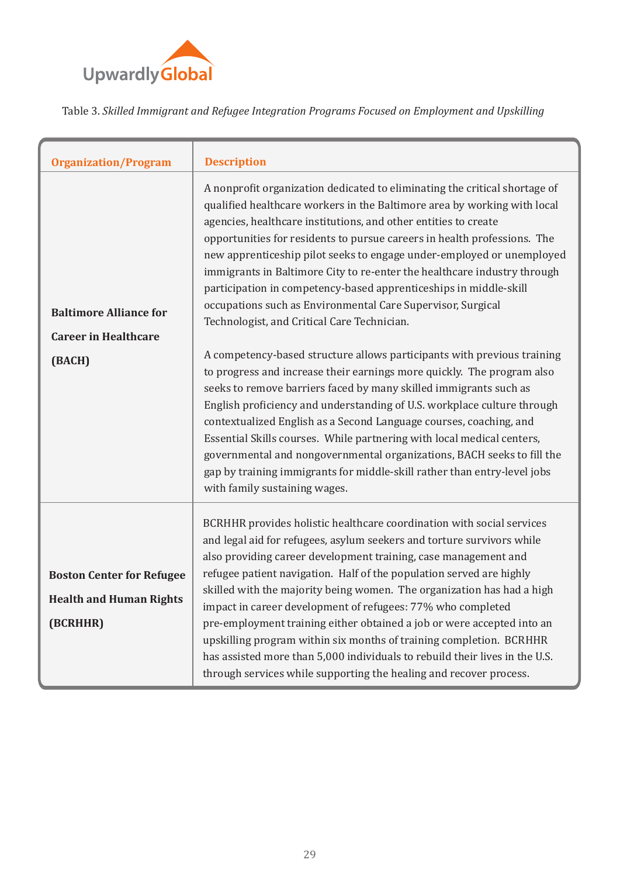Table 3. *Skilled Immigrant and Refugee Integration Programs Focused on Employment and Upskilling*

| Organization/Program | Description |
|---|---|
| **Baltimore Alliance for Career in Healthcare (BACH)** | A nonprofit organization dedicated to eliminating the critical shortage of qualified healthcare workers in the Baltimore area by working with local agencies, healthcare institutions, and other entities to create opportunities for residents to pursue careers in health professions. The new apprenticeship pilot seeks to engage under-employed or unemployed immigrants in Baltimore City to re-enter the healthcare industry through participation in competency-based apprenticeships in middle-skill occupations such as Environmental Care Supervisor, Surgical Technologist, and Critical Care Technician.<br><br>A competency-based structure allows participants with previous training to progress and increase their earnings more quickly. The program also seeks to remove barriers faced by many skilled immigrants such as English proficiency and understanding of U.S. workplace culture through contextualized English as a Second Language courses, coaching, and Essential Skills courses. While partnering with local medical centers, governmental and nongovernmental organizations, BACH seeks to fill the gap by training immigrants for middle-skill rather than entry-level jobs with family sustaining wages. |
| **Boston Center for Refugee Health and Human Rights (BCRHHR)** | BCRHHR provides holistic healthcare coordination with social services and legal aid for refugees, asylum seekers and torture survivors while also providing career development training, case management and refugee patient navigation. Half of the population served are highly skilled with the majority being women. The organization has had a high impact in career development of refugees: 77% who completed pre-employment training either obtained a job or were accepted into an upskilling program within six months of training completion. BCRHHR has assisted more than 5,000 individuals to rebuild their lives in the U.S. through services while supporting the healing and recover process. |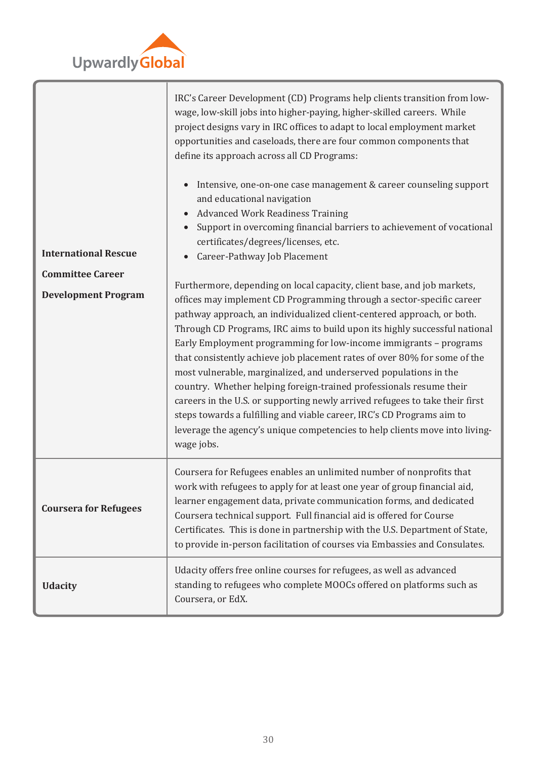| | |
|---|---|
| **International Rescue Committee Career Development Program** | IRC's Career Development (CD) Programs help clients transition from low-wage, low-skill jobs into higher-paying, higher-skilled careers. While project designs vary in IRC offices to adapt to local employment market opportunities and caseloads, there are four common components that define its approach across all CD Programs:<br><br>• Intensive, one-on-one case management & career counseling support and educational navigation<br>• Advanced Work Readiness Training<br>• Support in overcoming financial barriers to achievement of vocational certificates/degrees/licenses, etc.<br>• Career-Pathway Job Placement<br><br>Furthermore, depending on local capacity, client base, and job markets, offices may implement CD Programming through a sector-specific career pathway approach, an individualized client-centered approach, or both. Through CD Programs, IRC aims to build upon its highly successful national Early Employment programming for low-income immigrants – programs that consistently achieve job placement rates of over 80% for some of the most vulnerable, marginalized, and underserved populations in the country. Whether helping foreign-trained professionals resume their careers in the U.S. or supporting newly arrived refugees to take their first steps towards a fulfilling and viable career, IRC's CD Programs aim to leverage the agency's unique competencies to help clients move into living-wage jobs. |
| **Coursera for Refugees** | Coursera for Refugees enables an unlimited number of nonprofits that work with refugees to apply for at least one year of group financial aid, learner engagement data, private communication forms, and dedicated Coursera technical support. Full financial aid is offered for Course Certificates. This is done in partnership with the U.S. Department of State, to provide in-person facilitation of courses via Embassies and Consulates. |
| **Udacity** | Udacity offers free online courses for refugees, as well as advanced standing to refugees who complete MOOCs offered on platforms such as Coursera, or EdX. |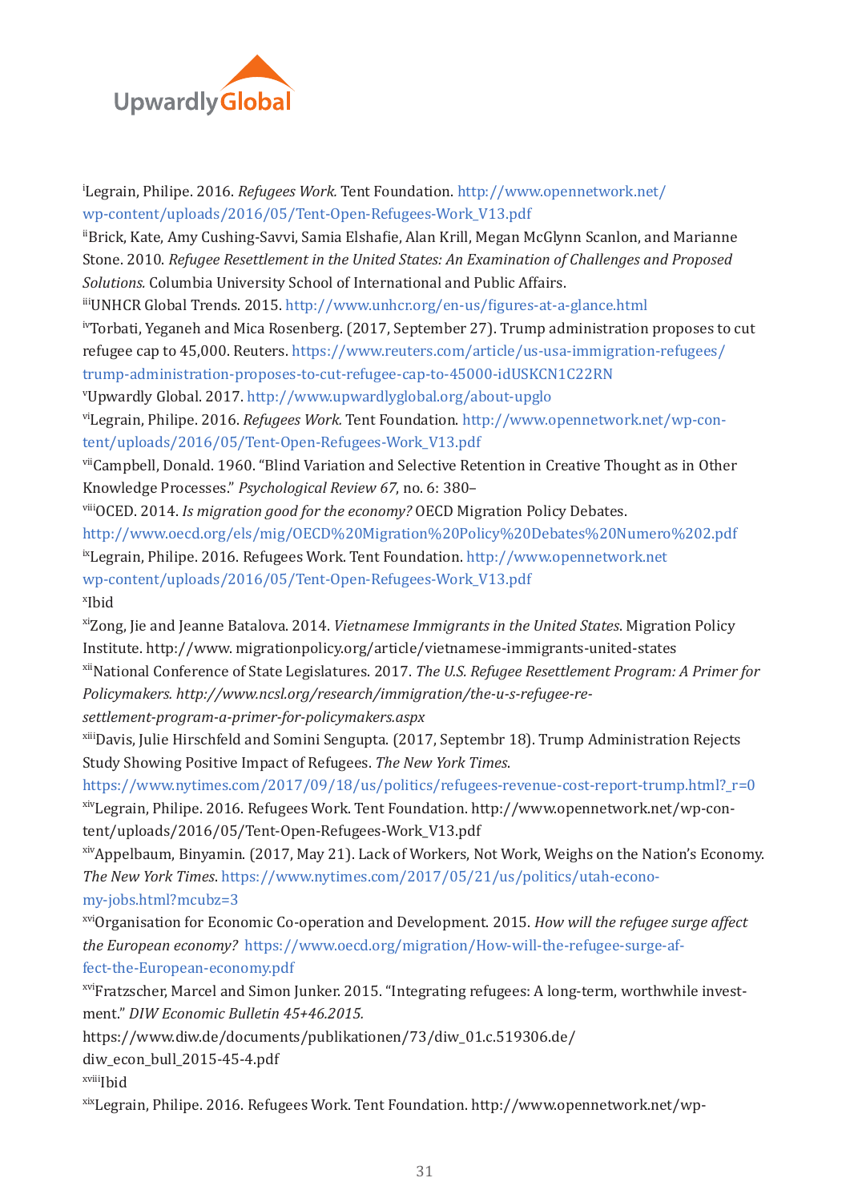[i]Legrain, Philipe. 2016. *Refugees Work.* Tent Foundation. http://www.opennetwork.net/wp-content/uploads/2016/05/Tent-Open-Refugees-Work_V13.pdf

[ii]Brick, Kate, Amy Cushing-Savvi, Samia Elshafie, Alan Krill, Megan McGlynn Scanlon, and Marianne Stone. 2010. *Refugee Resettlement in the United States: An Examination of Challenges and Proposed Solutions.* Columbia University School of International and Public Affairs.

[iii]UNHCR Global Trends. 2015. http://www.unhcr.org/en-us/figures-at-a-glance.html

[iv]Torbati, Yeganeh and Mica Rosenberg. (2017, September 27). Trump administration proposes to cut refugee cap to 45,000. Reuters. https://www.reuters.com/article/us-usa-immigration-refugees/trump-administration-proposes-to-cut-refugee-cap-to-45000-idUSKCN1C22RN

[v]Upwardly Global. 2017. http://www.upwardlyglobal.org/about-upglo

[vi]Legrain, Philipe. 2016. *Refugees Work.* Tent Foundation. http://www.opennetwork.net/wp-content/uploads/2016/05/Tent-Open-Refugees-Work_V13.pdf

[vii]Campbell, Donald. 1960. "Blind Variation and Selective Retention in Creative Thought as in Other Knowledge Processes." *Psychological Review 67*, no. 6: 380–

[viii]OCED. 2014. *Is migration good for the economy?* OECD Migration Policy Debates. http://www.oecd.org/els/mig/OECD%20Migration%20Policy%20Debates%20Numero%202.pdf

[ix]Legrain, Philipe. 2016. Refugees Work. Tent Foundation. http://www.opennetwork.net wp-content/uploads/2016/05/Tent-Open-Refugees-Work_V13.pdf

[x]Ibid

[xi]Zong, Jie and Jeanne Batalova. 2014. *Vietnamese Immigrants in the United States.* Migration Policy Institute. http://www. migrationpolicy.org/article/vietnamese-immigrants-united-states

[xii]National Conference of State Legislatures. 2017. *The U.S. Refugee Resettlement Program: A Primer for Policymakers. http://www.ncsl.org/research/immigration/the-u-s-refugee-resettlement-program-a-primer-for-policymakers.aspx*

[xiii]Davis, Julie Hirschfeld and Somini Sengupta. (2017, Septembr 18). Trump Administration Rejects Study Showing Positive Impact of Refugees. *The New York Times.* https://www.nytimes.com/2017/09/18/us/politics/refugees-revenue-cost-report-trump.html?_r=0

[xiv]Legrain, Philipe. 2016. Refugees Work. Tent Foundation. http://www.opennetwork.net/wp-content/uploads/2016/05/Tent-Open-Refugees-Work_V13.pdf

[xiv]Appelbaum, Binyamin. (2017, May 21). Lack of Workers, Not Work, Weighs on the Nation's Economy. *The New York Times.* https://www.nytimes.com/2017/05/21/us/politics/utah-economy-jobs.html?mcubz=3

[xvi]Organisation for Economic Co-operation and Development. 2015. *How will the refugee surge affect the European economy?* https://www.oecd.org/migration/How-will-the-refugee-surge-affect-the-European-economy.pdf

[xvi]Fratzscher, Marcel and Simon Junker. 2015. "Integrating refugees: A long-term, worthwhile investment." *DIW Economic Bulletin 45+46.2015.* https://www.diw.de/documents/publikationen/73/diw_01.c.519306.de/diw_econ_bull_2015-45-4.pdf

[xviii]Ibid

[xix]Legrain, Philipe. 2016. Refugees Work. Tent Foundation. http://www.opennetwork.net/wp-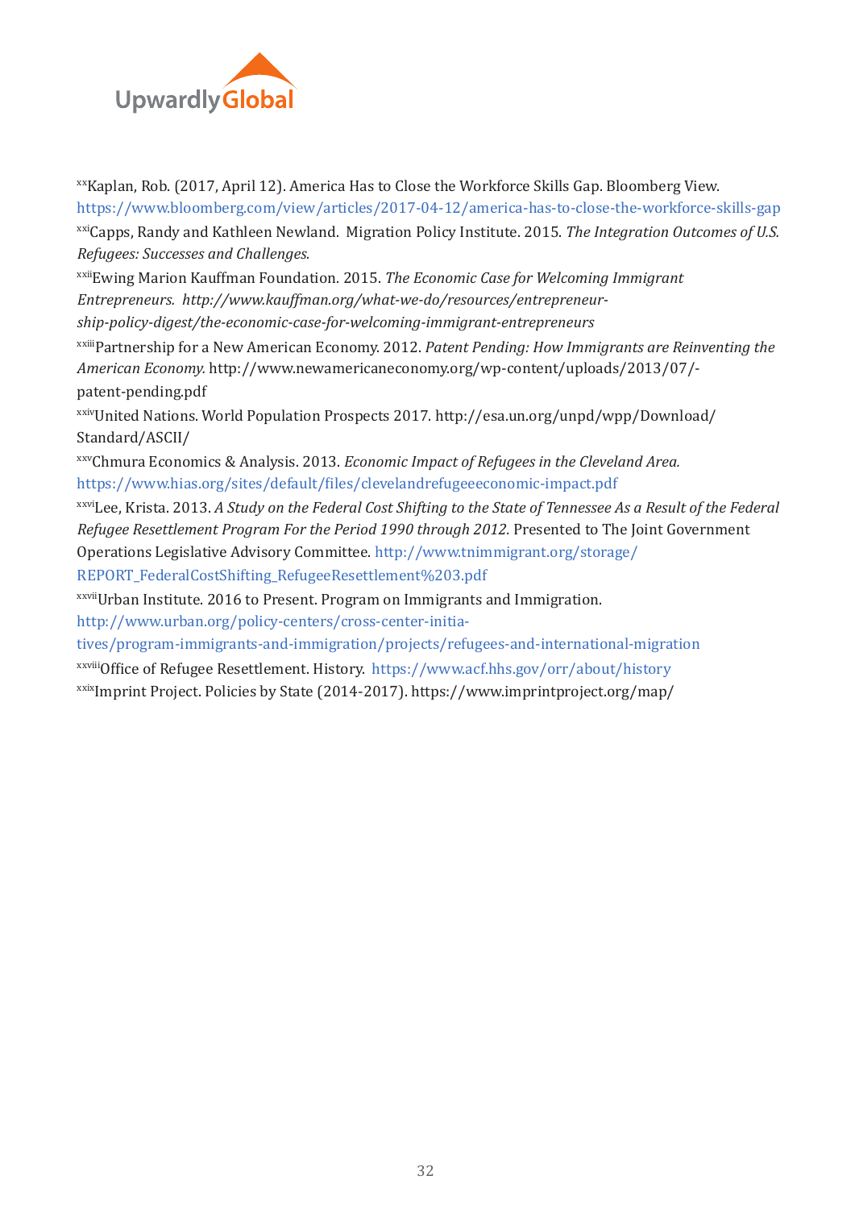[xx]Kaplan, Rob. (2017, April 12). America Has to Close the Workforce Skills Gap. Bloomberg View. https://www.bloomberg.com/view/articles/2017-04-12/america-has-to-close-the-workforce-skills-gap

[xxi]Capps, Randy and Kathleen Newland. Migration Policy Institute. 2015. *The Integration Outcomes of U.S. Refugees: Successes and Challenges.*

[xxii]Ewing Marion Kauffman Foundation. 2015. *The Economic Case for Welcoming Immigrant Entrepreneurs. http://www.kauffman.org/what-we-do/resources/entrepreneurship-policy-digest/the-economic-case-for-welcoming-immigrant-entrepreneurs*

[xxiii]Partnership for a New American Economy. 2012. *Patent Pending: How Immigrants are Reinventing the American Economy.* http://www.newamericaneconomy.org/wp-content/uploads/2013/07/-patent-pending.pdf

[xxiv]United Nations. World Population Prospects 2017. http://esa.un.org/unpd/wpp/Download/Standard/ASCII/

[xxv]Chmura Economics & Analysis. 2013. *Economic Impact of Refugees in the Cleveland Area.* https://www.hias.org/sites/default/files/clevelandrefugeeeconomic-impact.pdf

[xxvi]Lee, Krista. 2013. *A Study on the Federal Cost Shifting to the State of Tennessee As a Result of the Federal Refugee Resettlement Program For the Period 1990 through 2012.* Presented to The Joint Government Operations Legislative Advisory Committee. http://www.tnimmigrant.org/storage/REPORT_FederalCostShifting_RefugeeResettlement%203.pdf

[xxvii]Urban Institute. 2016 to Present. Program on Immigrants and Immigration. http://www.urban.org/policy-centers/cross-center-initiatives/program-immigrants-and-immigration/projects/refugees-and-international-migration

[xxviii]Office of Refugee Resettlement. History. https://www.acf.hhs.gov/orr/about/history

[xxix]Imprint Project. Policies by State (2014-2017). https://www.imprintproject.org/map/